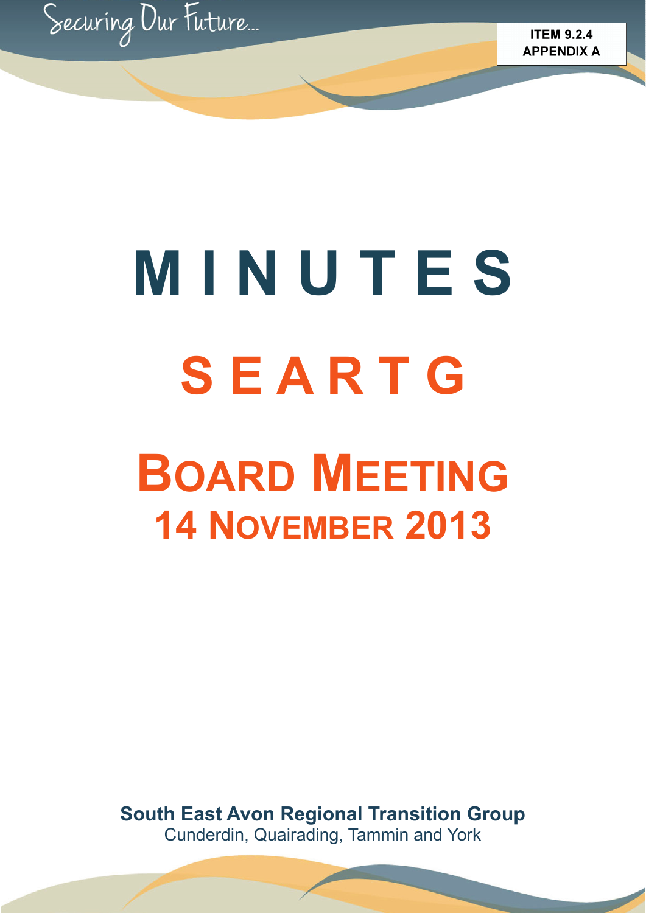Securing Our Future...

**ITEM 9.2.4**
**APPENDIX A**

# MINUTES

# SEARTG

# BOARD MEETING
## 14 NOVEMBER 2013

**South East Avon Regional Transition Group**
Cunderdin, Quairading, Tammin and York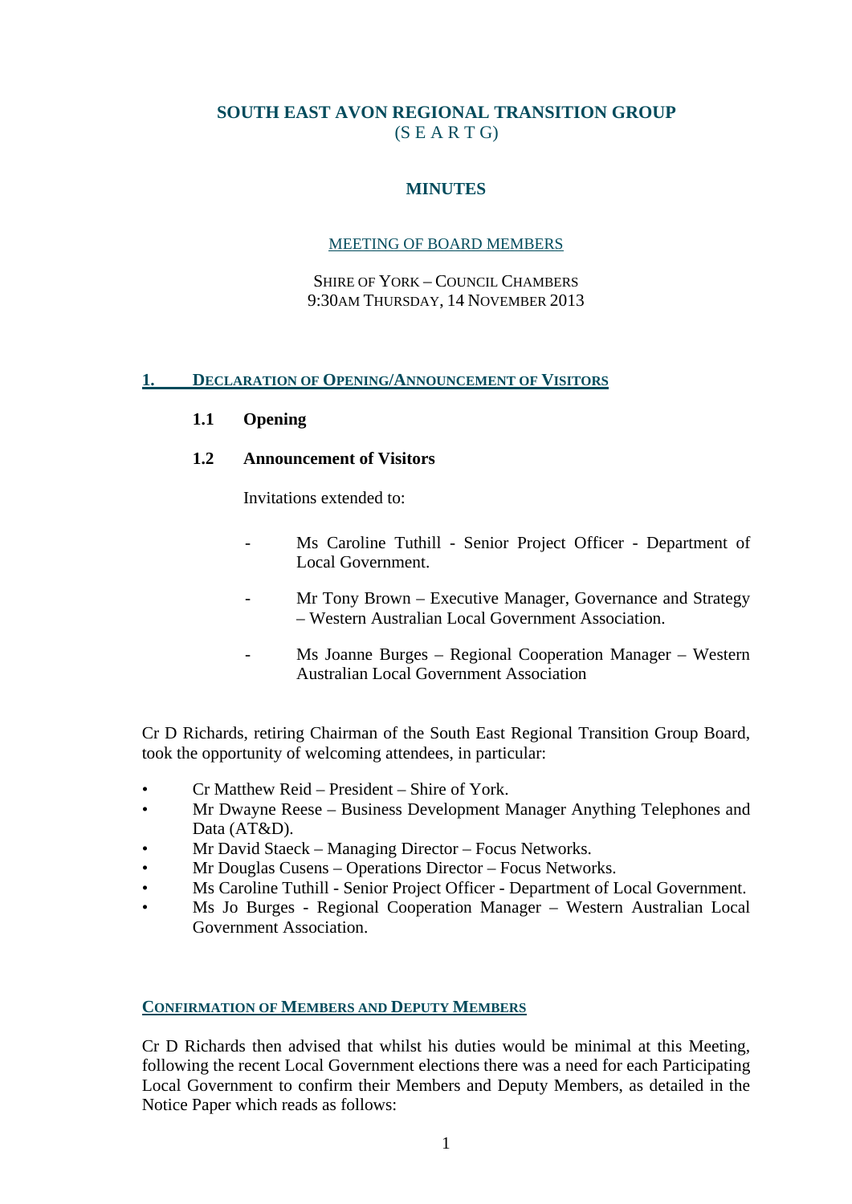# SOUTH EAST AVON REGIONAL TRANSITION GROUP
(S E A R T G)

## MINUTES

MEETING OF BOARD MEMBERS

SHIRE OF YORK – COUNCIL CHAMBERS
9:30AM THURSDAY, 14 NOVEMBER 2013

## 1. DECLARATION OF OPENING/ANNOUNCEMENT OF VISITORS

### 1.1 Opening

### 1.2 Announcement of Visitors

Invitations extended to:

- Ms Caroline Tuthill - Senior Project Officer - Department of Local Government.
- Mr Tony Brown – Executive Manager, Governance and Strategy – Western Australian Local Government Association.
- Ms Joanne Burges – Regional Cooperation Manager – Western Australian Local Government Association

Cr D Richards, retiring Chairman of the South East Regional Transition Group Board, took the opportunity of welcoming attendees, in particular:

- Cr Matthew Reid – President – Shire of York.
- Mr Dwayne Reese – Business Development Manager Anything Telephones and Data (AT&D).
- Mr David Staeck – Managing Director – Focus Networks.
- Mr Douglas Cusens – Operations Director – Focus Networks.
- Ms Caroline Tuthill - Senior Project Officer - Department of Local Government.
- Ms Jo Burges - Regional Cooperation Manager – Western Australian Local Government Association.

## CONFIRMATION OF MEMBERS AND DEPUTY MEMBERS

Cr D Richards then advised that whilst his duties would be minimal at this Meeting, following the recent Local Government elections there was a need for each Participating Local Government to confirm their Members and Deputy Members, as detailed in the Notice Paper which reads as follows: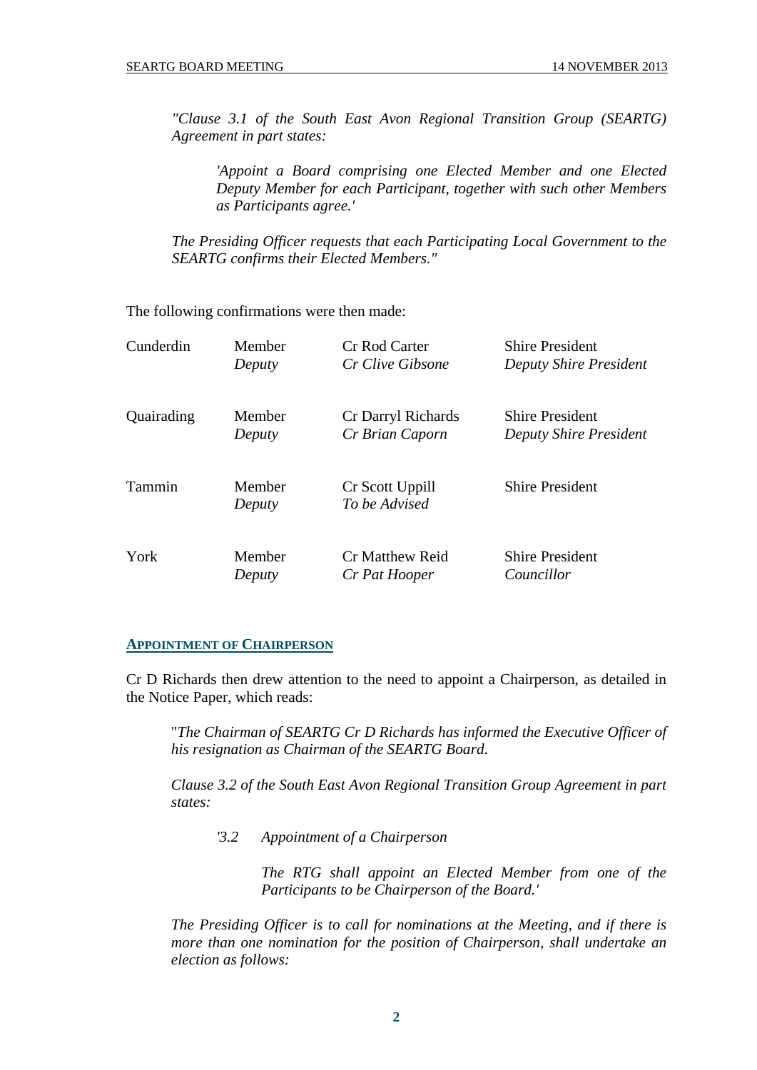*"Clause 3.1 of the South East Avon Regional Transition Group (SEARTG) Agreement in part states:*

> *'Appoint a Board comprising one Elected Member and one Elected Deputy Member for each Participant, together with such other Members as Participants agree.'*

*The Presiding Officer requests that each Participating Local Government to the SEARTG confirms their Elected Members."*

The following confirmations were then made:

| | | | |
|---|---|---|---|
| Cunderdin | Member | Cr Rod Carter | Shire President |
| | *Deputy* | *Cr Clive Gibsone* | *Deputy Shire President* |
| Quairading | Member | Cr Darryl Richards | Shire President |
| | *Deputy* | *Cr Brian Caporn* | *Deputy Shire President* |
| Tammin | Member | Cr Scott Uppill | Shire President |
| | *Deputy* | *To be Advised* | |
| York | Member | Cr Matthew Reid | Shire President |
| | *Deputy* | *Cr Pat Hooper* | *Councillor* |

## APPOINTMENT OF CHAIRPERSON

Cr D Richards then drew attention to the need to appoint a Chairperson, as detailed in the Notice Paper, which reads:

"*The Chairman of SEARTG Cr D Richards has informed the Executive Officer of his resignation as Chairman of the SEARTG Board.*

*Clause 3.2 of the South East Avon Regional Transition Group Agreement in part states:*

> *'3.2 Appointment of a Chairperson*
>
> *The RTG shall appoint an Elected Member from one of the Participants to be Chairperson of the Board.'*

*The Presiding Officer is to call for nominations at the Meeting, and if there is more than one nomination for the position of Chairperson, shall undertake an election as follows:*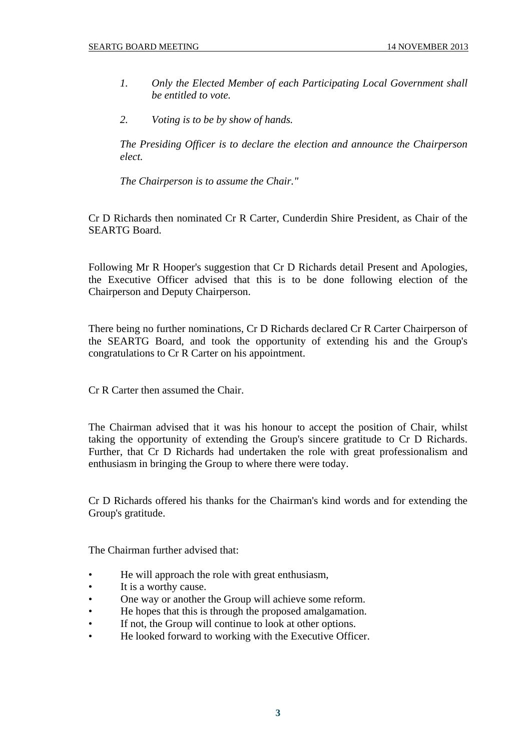> *1. Only the Elected Member of each Participating Local Government shall be entitled to vote.*
>
> *2. Voting is to be by show of hands.*
>
> *The Presiding Officer is to declare the election and announce the Chairperson elect.*
>
> *The Chairperson is to assume the Chair."*

Cr D Richards then nominated Cr R Carter, Cunderdin Shire President, as Chair of the SEARTG Board.

Following Mr R Hooper's suggestion that Cr D Richards detail Present and Apologies, the Executive Officer advised that this is to be done following election of the Chairperson and Deputy Chairperson.

There being no further nominations, Cr D Richards declared Cr R Carter Chairperson of the SEARTG Board, and took the opportunity of extending his and the Group's congratulations to Cr R Carter on his appointment.

Cr R Carter then assumed the Chair.

The Chairman advised that it was his honour to accept the position of Chair, whilst taking the opportunity of extending the Group's sincere gratitude to Cr D Richards. Further, that Cr D Richards had undertaken the role with great professionalism and enthusiasm in bringing the Group to where there were today.

Cr D Richards offered his thanks for the Chairman's kind words and for extending the Group's gratitude.

The Chairman further advised that:

- He will approach the role with great enthusiasm,
- It is a worthy cause.
- One way or another the Group will achieve some reform.
- He hopes that this is through the proposed amalgamation.
- If not, the Group will continue to look at other options.
- He looked forward to working with the Executive Officer.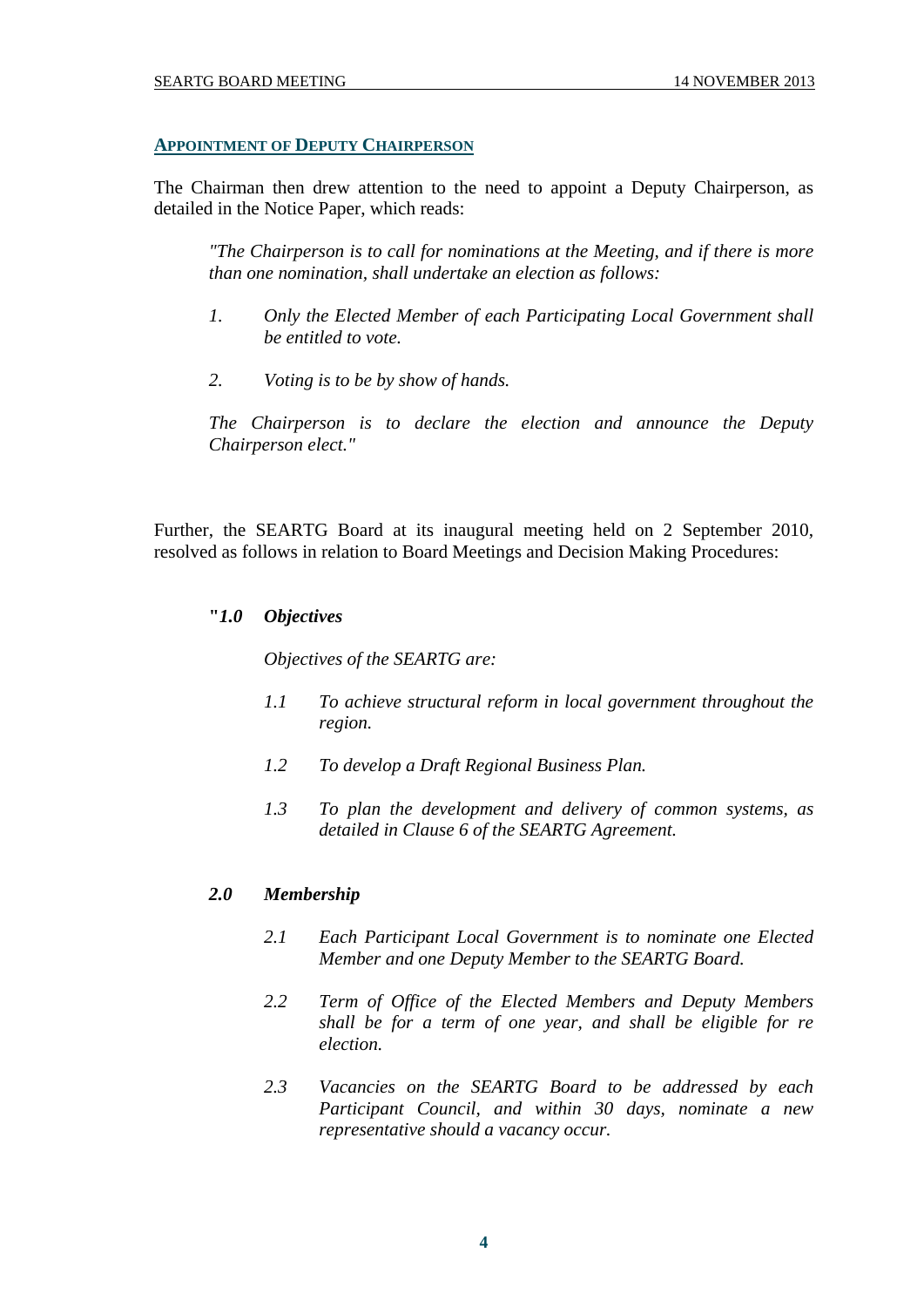## APPOINTMENT OF DEPUTY CHAIRPERSON

The Chairman then drew attention to the need to appoint a Deputy Chairperson, as detailed in the Notice Paper, which reads:

> *"The Chairperson is to call for nominations at the Meeting, and if there is more than one nomination, shall undertake an election as follows:*
>
> *1. Only the Elected Member of each Participating Local Government shall be entitled to vote.*
>
> *2. Voting is to be by show of hands.*
>
> *The Chairperson is to declare the election and announce the Deputy Chairperson elect."*

Further, the SEARTG Board at its inaugural meeting held on 2 September 2010, resolved as follows in relation to Board Meetings and Decision Making Procedures:

> ***"1.0 Objectives***
>
> *Objectives of the SEARTG are:*
>
> *1.1 To achieve structural reform in local government throughout the region.*
>
> *1.2 To develop a Draft Regional Business Plan.*
>
> *1.3 To plan the development and delivery of common systems, as detailed in Clause 6 of the SEARTG Agreement.*
>
> ***2.0 Membership***
>
> *2.1 Each Participant Local Government is to nominate one Elected Member and one Deputy Member to the SEARTG Board.*
>
> *2.2 Term of Office of the Elected Members and Deputy Members shall be for a term of one year, and shall be eligible for re election.*
>
> *2.3 Vacancies on the SEARTG Board to be addressed by each Participant Council, and within 30 days, nominate a new representative should a vacancy occur.*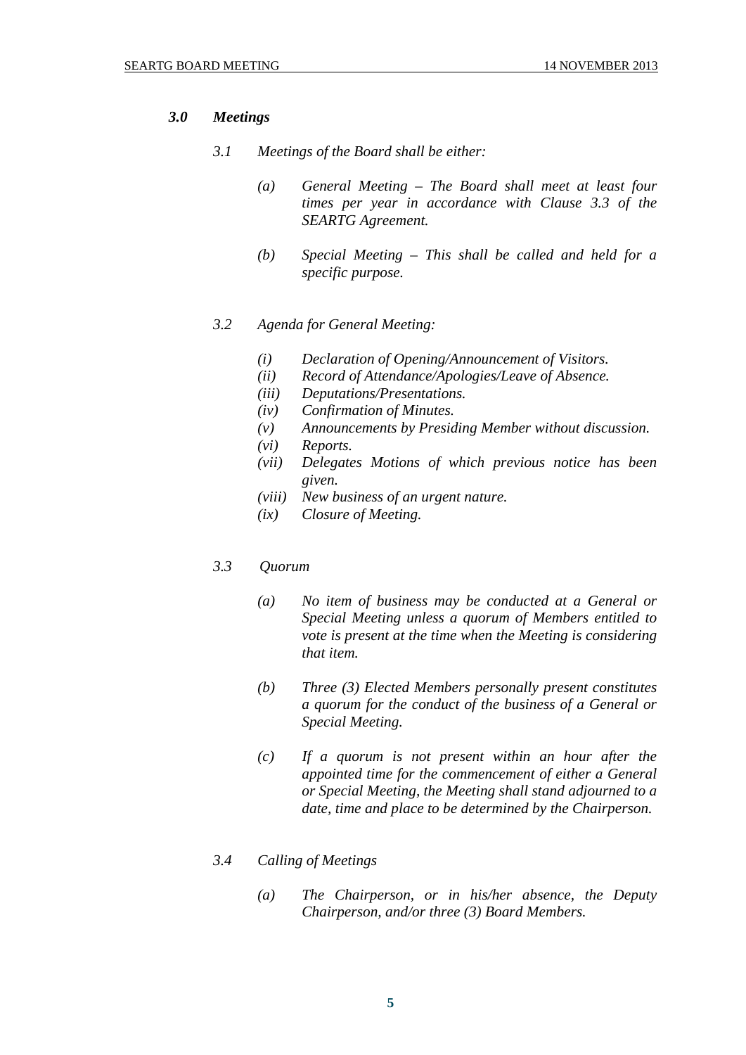### *3.0 Meetings*

*3.1 Meetings of the Board shall be either:*

*(a) General Meeting – The Board shall meet at least four times per year in accordance with Clause 3.3 of the SEARTG Agreement.*

*(b) Special Meeting – This shall be called and held for a specific purpose.*

*3.2 Agenda for General Meeting:*

*(i) Declaration of Opening/Announcement of Visitors.*
*(ii) Record of Attendance/Apologies/Leave of Absence.*
*(iii) Deputations/Presentations.*
*(iv) Confirmation of Minutes.*
*(v) Announcements by Presiding Member without discussion.*
*(vi) Reports.*
*(vii) Delegates Motions of which previous notice has been given.*
*(viii) New business of an urgent nature.*
*(ix) Closure of Meeting.*

*3.3 Quorum*

*(a) No item of business may be conducted at a General or Special Meeting unless a quorum of Members entitled to vote is present at the time when the Meeting is considering that item.*

*(b) Three (3) Elected Members personally present constitutes a quorum for the conduct of the business of a General or Special Meeting.*

*(c) If a quorum is not present within an hour after the appointed time for the commencement of either a General or Special Meeting, the Meeting shall stand adjourned to a date, time and place to be determined by the Chairperson.*

*3.4 Calling of Meetings*

*(a) The Chairperson, or in his/her absence, the Deputy Chairperson, and/or three (3) Board Members.*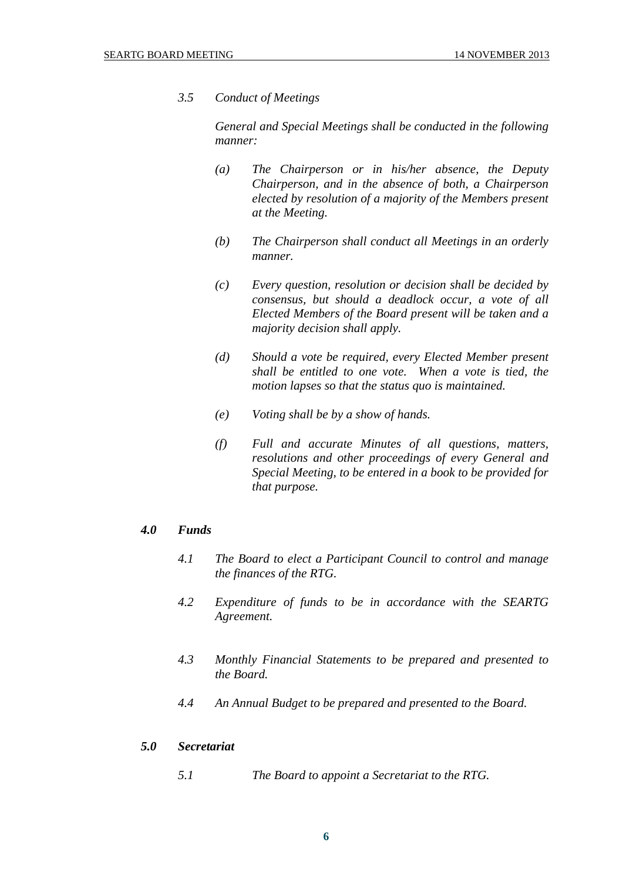*3.5 Conduct of Meetings*

*General and Special Meetings shall be conducted in the following manner:*

*(a) The Chairperson or in his/her absence, the Deputy Chairperson, and in the absence of both, a Chairperson elected by resolution of a majority of the Members present at the Meeting.*

*(b) The Chairperson shall conduct all Meetings in an orderly manner.*

*(c) Every question, resolution or decision shall be decided by consensus, but should a deadlock occur, a vote of all Elected Members of the Board present will be taken and a majority decision shall apply.*

*(d) Should a vote be required, every Elected Member present shall be entitled to one vote. When a vote is tied, the motion lapses so that the status quo is maintained.*

*(e) Voting shall be by a show of hands.*

*(f) Full and accurate Minutes of all questions, matters, resolutions and other proceedings of every General and Special Meeting, to be entered in a book to be provided for that purpose.*

***4.0 Funds***

*4.1 The Board to elect a Participant Council to control and manage the finances of the RTG.*

*4.2 Expenditure of funds to be in accordance with the SEARTG Agreement.*

*4.3 Monthly Financial Statements to be prepared and presented to the Board.*

*4.4 An Annual Budget to be prepared and presented to the Board.*

***5.0 Secretariat***

*5.1 The Board to appoint a Secretariat to the RTG.*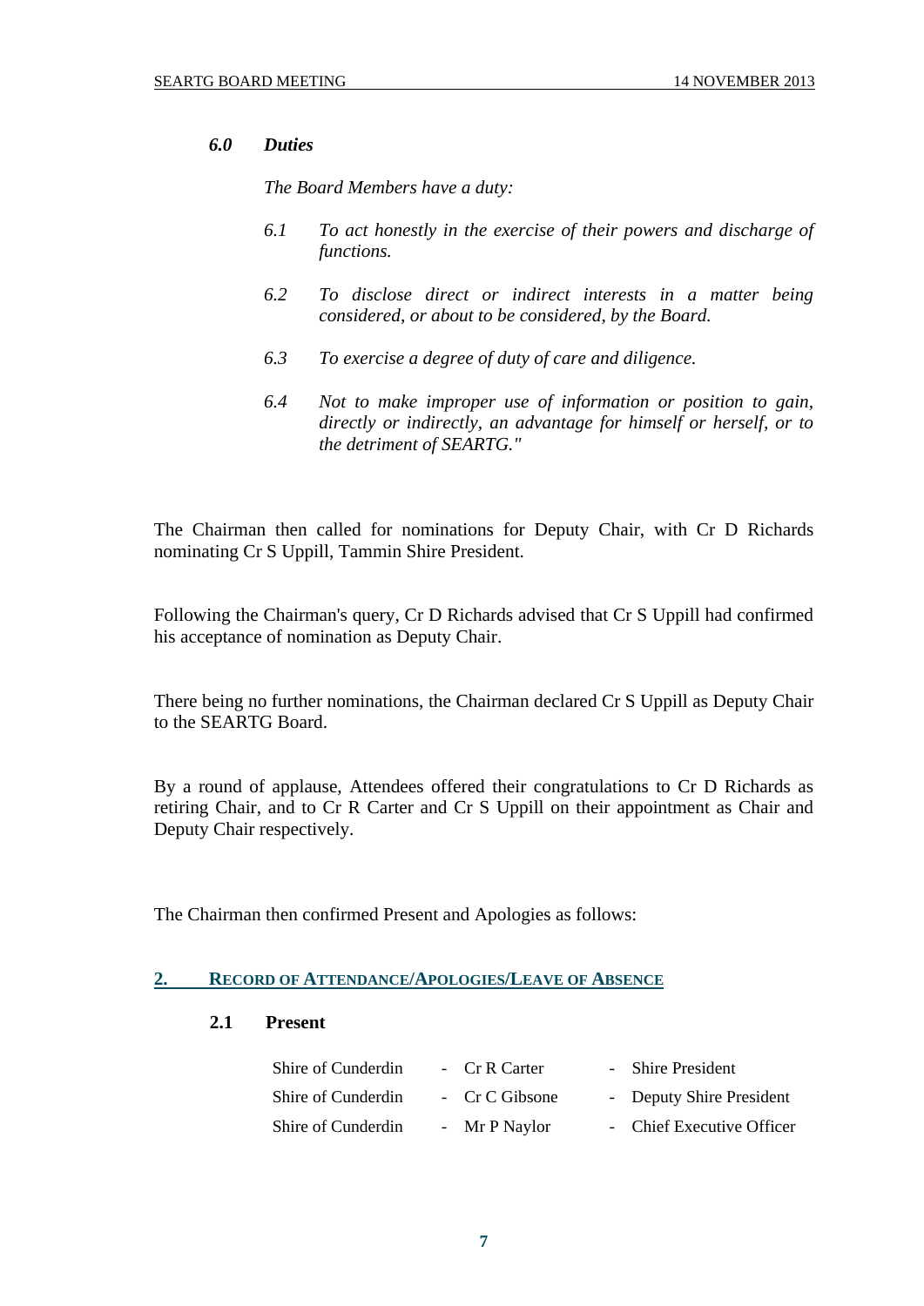### *6.0 Duties*

*The Board Members have a duty:*

*6.1 To act honestly in the exercise of their powers and discharge of functions.*

*6.2 To disclose direct or indirect interests in a matter being considered, or about to be considered, by the Board.*

*6.3 To exercise a degree of duty of care and diligence.*

*6.4 Not to make improper use of information or position to gain, directly or indirectly, an advantage for himself or herself, or to the detriment of SEARTG."*

The Chairman then called for nominations for Deputy Chair, with Cr D Richards nominating Cr S Uppill, Tammin Shire President.

Following the Chairman's query, Cr D Richards advised that Cr S Uppill had confirmed his acceptance of nomination as Deputy Chair.

There being no further nominations, the Chairman declared Cr S Uppill as Deputy Chair to the SEARTG Board.

By a round of applause, Attendees offered their congratulations to Cr D Richards as retiring Chair, and to Cr R Carter and Cr S Uppill on their appointment as Chair and Deputy Chair respectively.

The Chairman then confirmed Present and Apologies as follows:

## 2. RECORD OF ATTENDANCE/APOLOGIES/LEAVE OF ABSENCE

### 2.1 Present

| | | |
|---|---|---|
| Shire of Cunderdin | - Cr R Carter | - Shire President |
| Shire of Cunderdin | - Cr C Gibsone | - Deputy Shire President |
| Shire of Cunderdin | - Mr P Naylor | - Chief Executive Officer |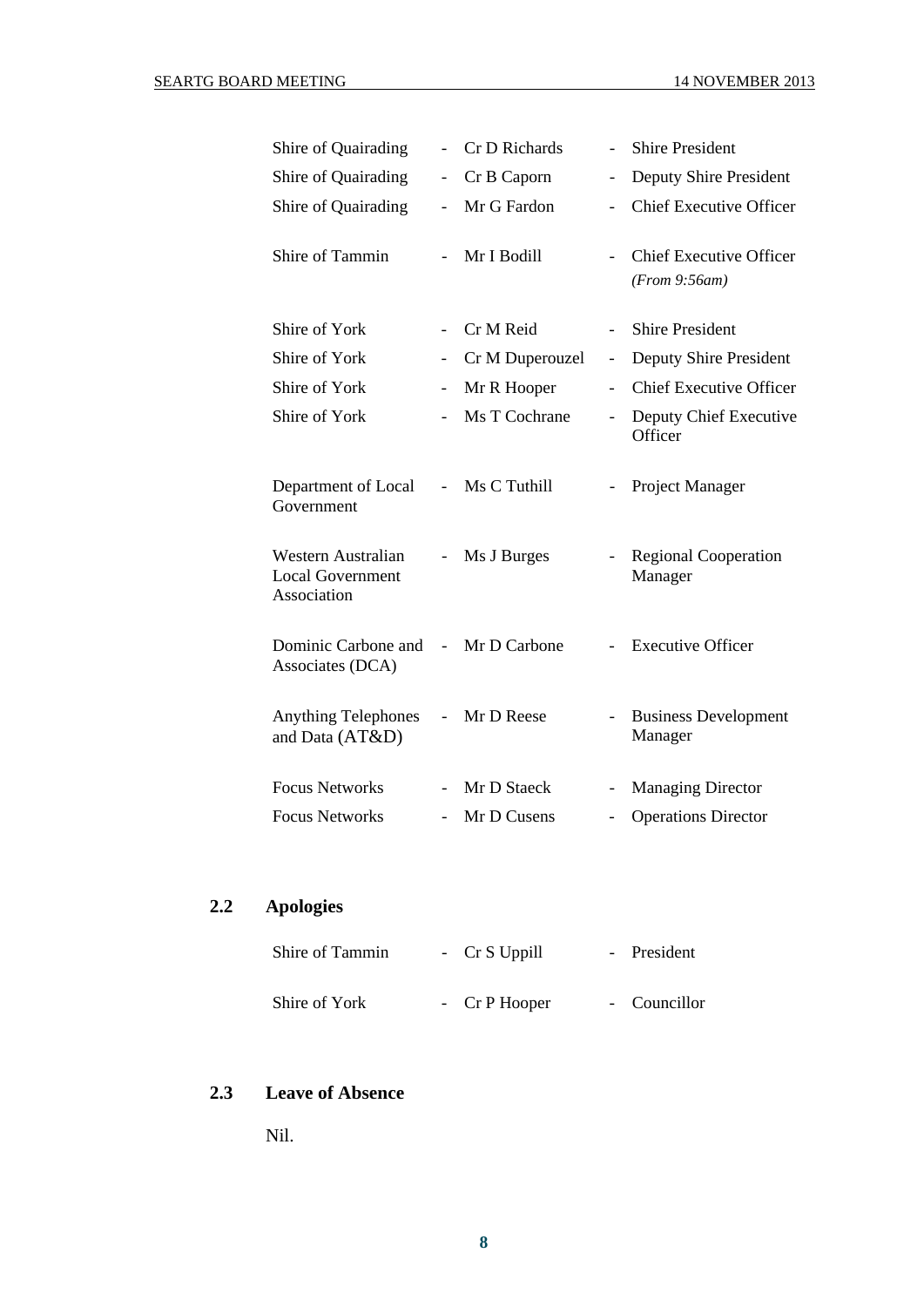| | | | | |
|---|---|---|---|---|
| Shire of Quairading | - | Cr D Richards | - | Shire President |
| Shire of Quairading | - | Cr B Caporn | - | Deputy Shire President |
| Shire of Quairading | - | Mr G Fardon | - | Chief Executive Officer |
| Shire of Tammin | - | Mr I Bodill | - | Chief Executive Officer *(From 9:56am)* |
| Shire of York | - | Cr M Reid | - | Shire President |
| Shire of York | - | Cr M Duperouzel | - | Deputy Shire President |
| Shire of York | - | Mr R Hooper | - | Chief Executive Officer |
| Shire of York | - | Ms T Cochrane | - | Deputy Chief Executive Officer |
| Department of Local Government | - | Ms C Tuthill | - | Project Manager |
| Western Australian Local Government Association | - | Ms J Burges | - | Regional Cooperation Manager |
| Dominic Carbone and Associates (DCA) | - | Mr D Carbone | - | Executive Officer |
| Anything Telephones and Data (AT&D) | - | Mr D Reese | - | Business Development Manager |
| Focus Networks | - | Mr D Staeck | - | Managing Director |
| Focus Networks | - | Mr D Cusens | - | Operations Director |

## 2.2 Apologies

| | | | | |
|---|---|---|---|---|
| Shire of Tammin | - | Cr S Uppill | - | President |
| Shire of York | - | Cr P Hooper | - | Councillor |

## 2.3 Leave of Absence

Nil.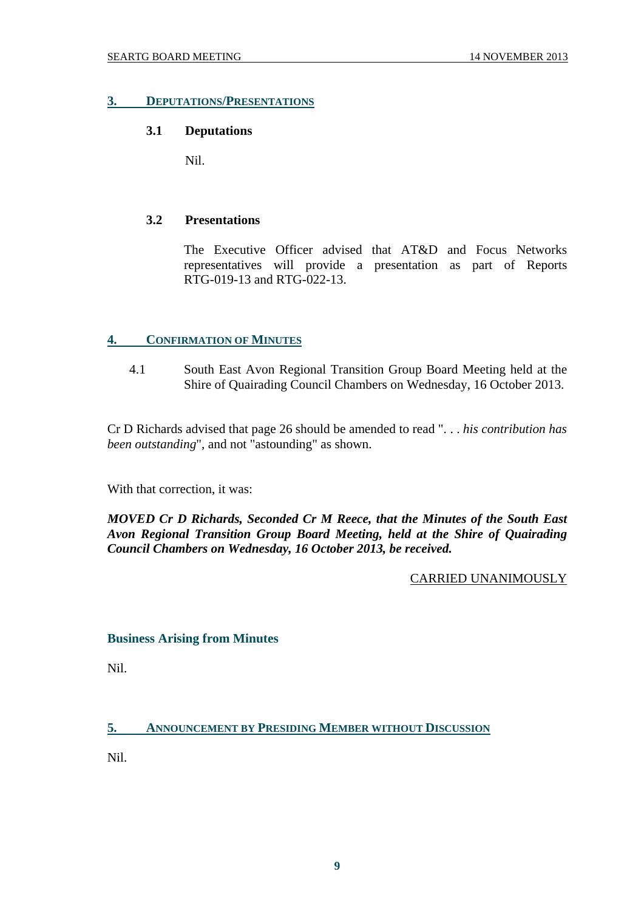## 3. DEPUTATIONS/PRESENTATIONS

### 3.1 Deputations

Nil.

### 3.2 Presentations

The Executive Officer advised that AT&D and Focus Networks representatives will provide a presentation as part of Reports RTG-019-13 and RTG-022-13.

## 4. CONFIRMATION OF MINUTES

4.1 South East Avon Regional Transition Group Board Meeting held at the Shire of Quairading Council Chambers on Wednesday, 16 October 2013.

Cr D Richards advised that page 26 should be amended to read ". . . *his contribution has been outstanding*", and not "astounding" as shown.

With that correction, it was:

***MOVED Cr D Richards, Seconded Cr M Reece, that the Minutes of the South East Avon Regional Transition Group Board Meeting, held at the Shire of Quairading Council Chambers on Wednesday, 16 October 2013, be received.***

CARRIED UNANIMOUSLY

### Business Arising from Minutes

Nil.

## 5. ANNOUNCEMENT BY PRESIDING MEMBER WITHOUT DISCUSSION

Nil.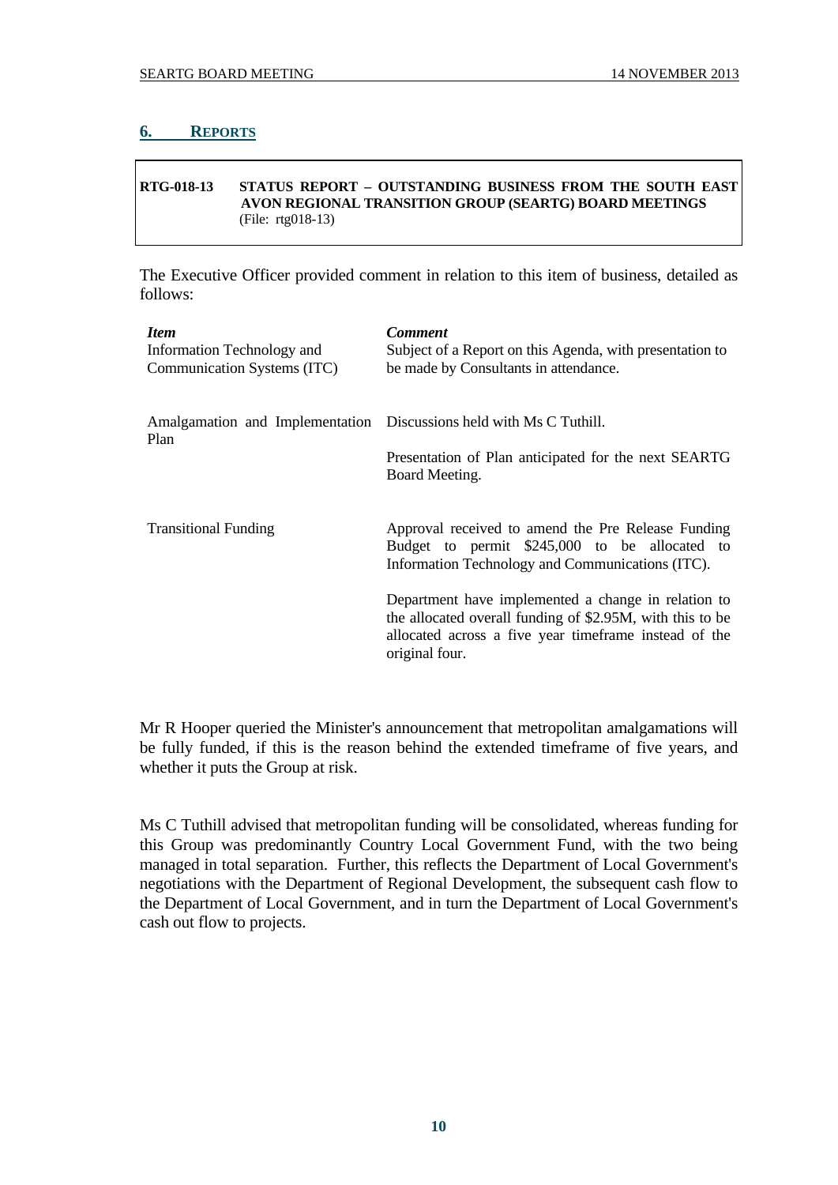## 6. REPORTS

**RTG-018-13 STATUS REPORT – OUTSTANDING BUSINESS FROM THE SOUTH EAST AVON REGIONAL TRANSITION GROUP (SEARTG) BOARD MEETINGS**
(File: rtg018-13)

The Executive Officer provided comment in relation to this item of business, detailed as follows:

| *Item* | *Comment* |
|---|---|
| Information Technology and Communication Systems (ITC) | Subject of a Report on this Agenda, with presentation to be made by Consultants in attendance. |
| Amalgamation and Implementation Plan | Discussions held with Ms C Tuthill.<br><br>Presentation of Plan anticipated for the next SEARTG Board Meeting. |
| Transitional Funding | Approval received to amend the Pre Release Funding Budget to permit $245,000 to be allocated to Information Technology and Communications (ITC).<br><br>Department have implemented a change in relation to the allocated overall funding of $2.95M, with this to be allocated across a five year timeframe instead of the original four. |

Mr R Hooper queried the Minister's announcement that metropolitan amalgamations will be fully funded, if this is the reason behind the extended timeframe of five years, and whether it puts the Group at risk.

Ms C Tuthill advised that metropolitan funding will be consolidated, whereas funding for this Group was predominantly Country Local Government Fund, with the two being managed in total separation. Further, this reflects the Department of Local Government's negotiations with the Department of Regional Development, the subsequent cash flow to the Department of Local Government, and in turn the Department of Local Government's cash out flow to projects.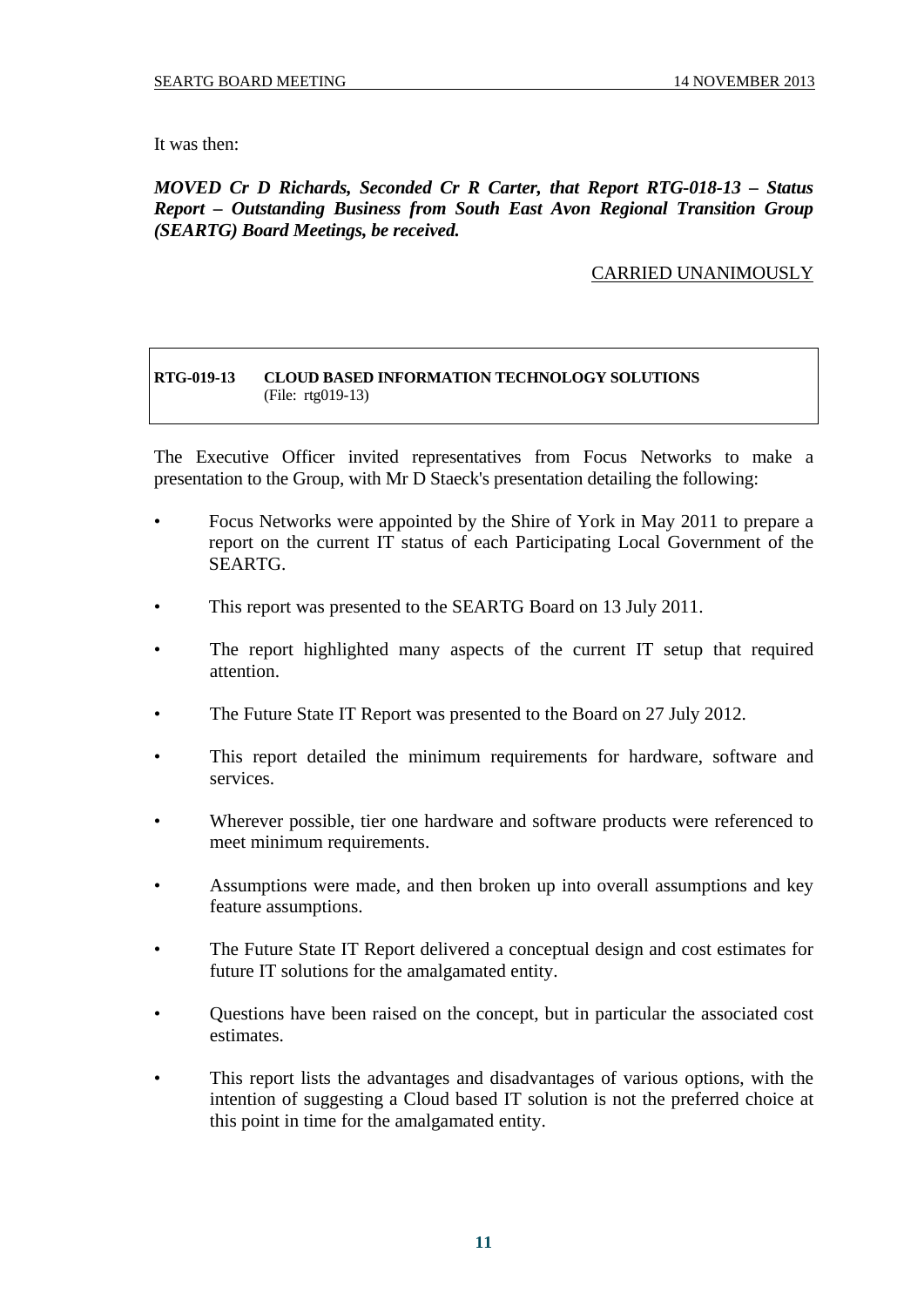It was then:

***MOVED Cr D Richards, Seconded Cr R Carter, that Report RTG-018-13 – Status Report – Outstanding Business from South East Avon Regional Transition Group (SEARTG) Board Meetings, be received.***

CARRIED UNANIMOUSLY

**RTG-019-13 CLOUD BASED INFORMATION TECHNOLOGY SOLUTIONS**
(File: rtg019-13)

The Executive Officer invited representatives from Focus Networks to make a presentation to the Group, with Mr D Staeck's presentation detailing the following:

- Focus Networks were appointed by the Shire of York in May 2011 to prepare a report on the current IT status of each Participating Local Government of the SEARTG.
- This report was presented to the SEARTG Board on 13 July 2011.
- The report highlighted many aspects of the current IT setup that required attention.
- The Future State IT Report was presented to the Board on 27 July 2012.
- This report detailed the minimum requirements for hardware, software and services.
- Wherever possible, tier one hardware and software products were referenced to meet minimum requirements.
- Assumptions were made, and then broken up into overall assumptions and key feature assumptions.
- The Future State IT Report delivered a conceptual design and cost estimates for future IT solutions for the amalgamated entity.
- Questions have been raised on the concept, but in particular the associated cost estimates.
- This report lists the advantages and disadvantages of various options, with the intention of suggesting a Cloud based IT solution is not the preferred choice at this point in time for the amalgamated entity.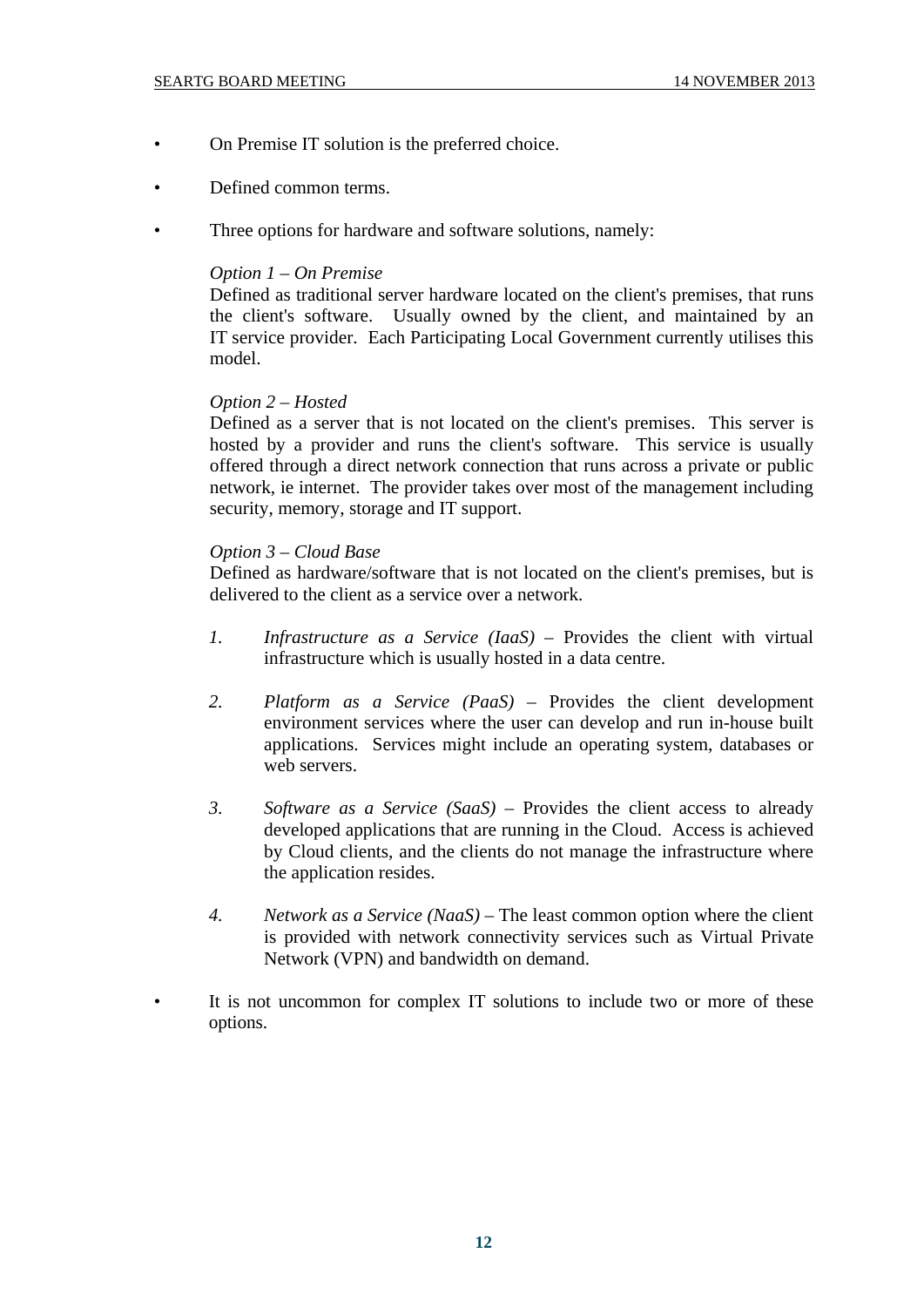- On Premise IT solution is the preferred choice.

- Defined common terms.

- Three options for hardware and software solutions, namely:

  *Option 1 – On Premise*
  Defined as traditional server hardware located on the client's premises, that runs the client's software. Usually owned by the client, and maintained by an IT service provider. Each Participating Local Government currently utilises this model.

  *Option 2 – Hosted*
  Defined as a server that is not located on the client's premises. This server is hosted by a provider and runs the client's software. This service is usually offered through a direct network connection that runs across a private or public network, ie internet. The provider takes over most of the management including security, memory, storage and IT support.

  *Option 3 – Cloud Base*
  Defined as hardware/software that is not located on the client's premises, but is delivered to the client as a service over a network.

  1. *Infrastructure as a Service (IaaS)* – Provides the client with virtual infrastructure which is usually hosted in a data centre.

  2. *Platform as a Service (PaaS)* – Provides the client development environment services where the user can develop and run in-house built applications. Services might include an operating system, databases or web servers.

  3. *Software as a Service (SaaS)* – Provides the client access to already developed applications that are running in the Cloud. Access is achieved by Cloud clients, and the clients do not manage the infrastructure where the application resides.

  4. *Network as a Service (NaaS)* – The least common option where the client is provided with network connectivity services such as Virtual Private Network (VPN) and bandwidth on demand.

- It is not uncommon for complex IT solutions to include two or more of these options.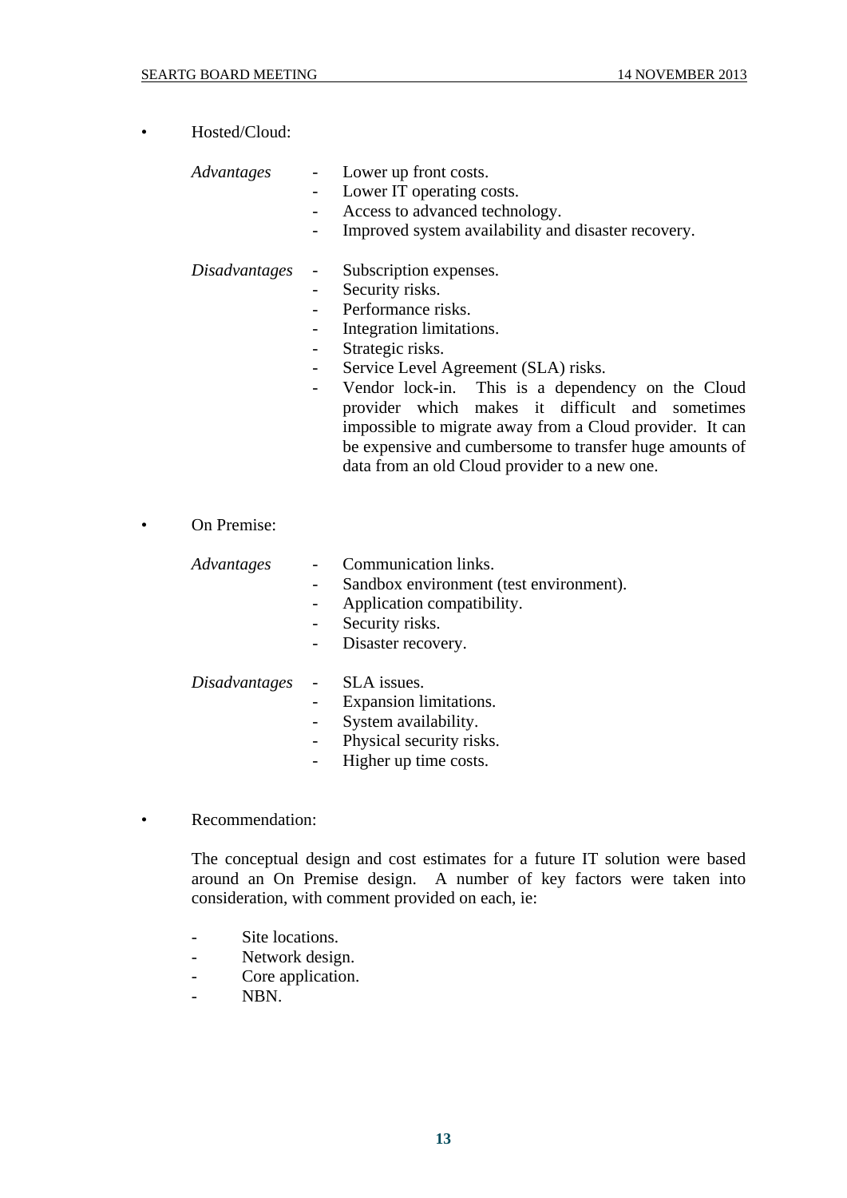- Hosted/Cloud:

  *Advantages*
  - Lower up front costs.
  - Lower IT operating costs.
  - Access to advanced technology.
  - Improved system availability and disaster recovery.

  *Disadvantages*
  - Subscription expenses.
  - Security risks.
  - Performance risks.
  - Integration limitations.
  - Strategic risks.
  - Service Level Agreement (SLA) risks.
  - Vendor lock-in. This is a dependency on the Cloud provider which makes it difficult and sometimes impossible to migrate away from a Cloud provider. It can be expensive and cumbersome to transfer huge amounts of data from an old Cloud provider to a new one.

- On Premise:

  *Advantages*
  - Communication links.
  - Sandbox environment (test environment).
  - Application compatibility.
  - Security risks.
  - Disaster recovery.

  *Disadvantages*
  - SLA issues.
  - Expansion limitations.
  - System availability.
  - Physical security risks.
  - Higher up time costs.

- Recommendation:

  The conceptual design and cost estimates for a future IT solution were based around an On Premise design. A number of key factors were taken into consideration, with comment provided on each, ie:

  - Site locations.
  - Network design.
  - Core application.
  - NBN.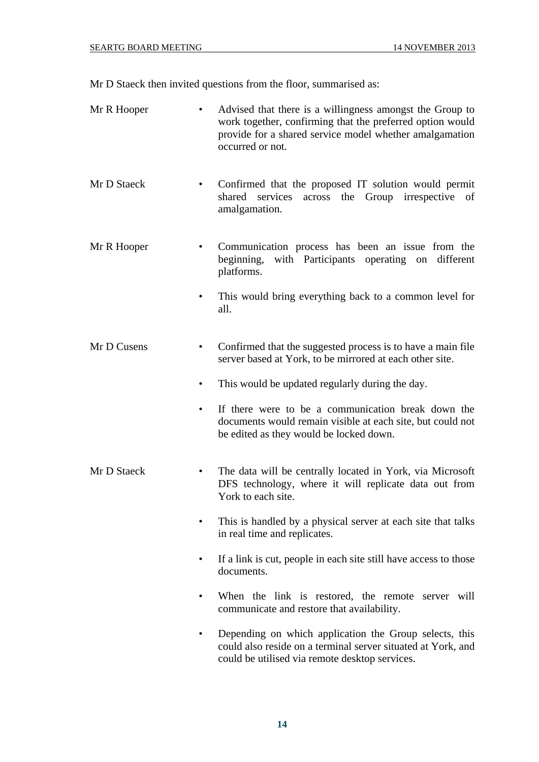Mr D Staeck then invited questions from the floor, summarised as:

**Mr R Hooper**

- Advised that there is a willingness amongst the Group to work together, confirming that the preferred option would provide for a shared service model whether amalgamation occurred or not.

**Mr D Staeck**

- Confirmed that the proposed IT solution would permit shared services across the Group irrespective of amalgamation.

**Mr R Hooper**

- Communication process has been an issue from the beginning, with Participants operating on different platforms.
- This would bring everything back to a common level for all.

**Mr D Cusens**

- Confirmed that the suggested process is to have a main file server based at York, to be mirrored at each other site.
- This would be updated regularly during the day.
- If there were to be a communication break down the documents would remain visible at each site, but could not be edited as they would be locked down.

**Mr D Staeck**

- The data will be centrally located in York, via Microsoft DFS technology, where it will replicate data out from York to each site.
- This is handled by a physical server at each site that talks in real time and replicates.
- If a link is cut, people in each site still have access to those documents.
- When the link is restored, the remote server will communicate and restore that availability.
- Depending on which application the Group selects, this could also reside on a terminal server situated at York, and could be utilised via remote desktop services.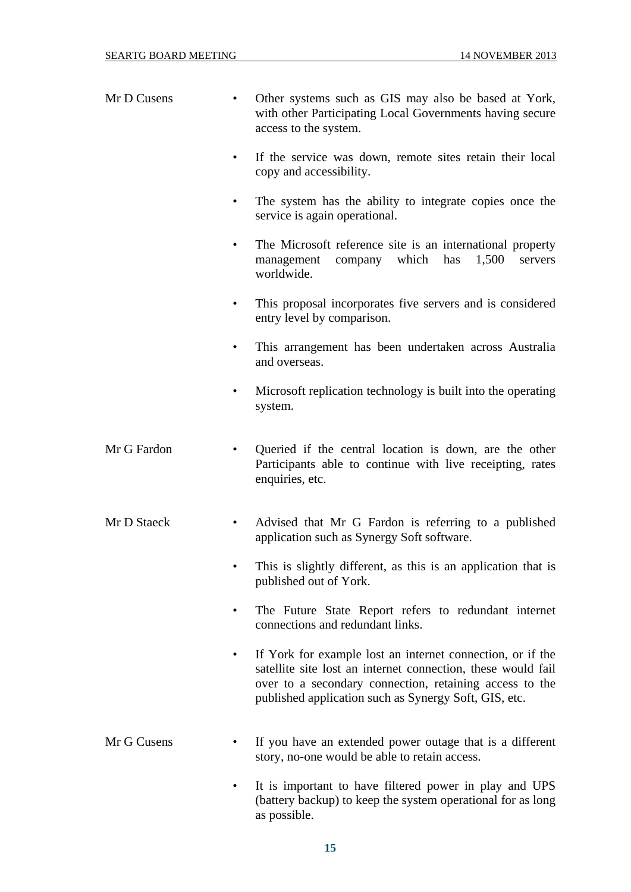| | |
|---|---|
| Mr D Cusens | • Other systems such as GIS may also be based at York, with other Participating Local Governments having secure access to the system.<br><br>• If the service was down, remote sites retain their local copy and accessibility.<br><br>• The system has the ability to integrate copies once the service is again operational.<br><br>• The Microsoft reference site is an international property management company which has 1,500 servers worldwide.<br><br>• This proposal incorporates five servers and is considered entry level by comparison.<br><br>• This arrangement has been undertaken across Australia and overseas.<br><br>• Microsoft replication technology is built into the operating system. |
| Mr G Fardon | • Queried if the central location is down, are the other Participants able to continue with live receipting, rates enquiries, etc. |
| Mr D Staeck | • Advised that Mr G Fardon is referring to a published application such as Synergy Soft software.<br><br>• This is slightly different, as this is an application that is published out of York.<br><br>• The Future State Report refers to redundant internet connections and redundant links.<br><br>• If York for example lost an internet connection, or if the satellite site lost an internet connection, these would fail over to a secondary connection, retaining access to the published application such as Synergy Soft, GIS, etc. |
| Mr G Cusens | • If you have an extended power outage that is a different story, no-one would be able to retain access.<br><br>• It is important to have filtered power in play and UPS (battery backup) to keep the system operational for as long as possible. |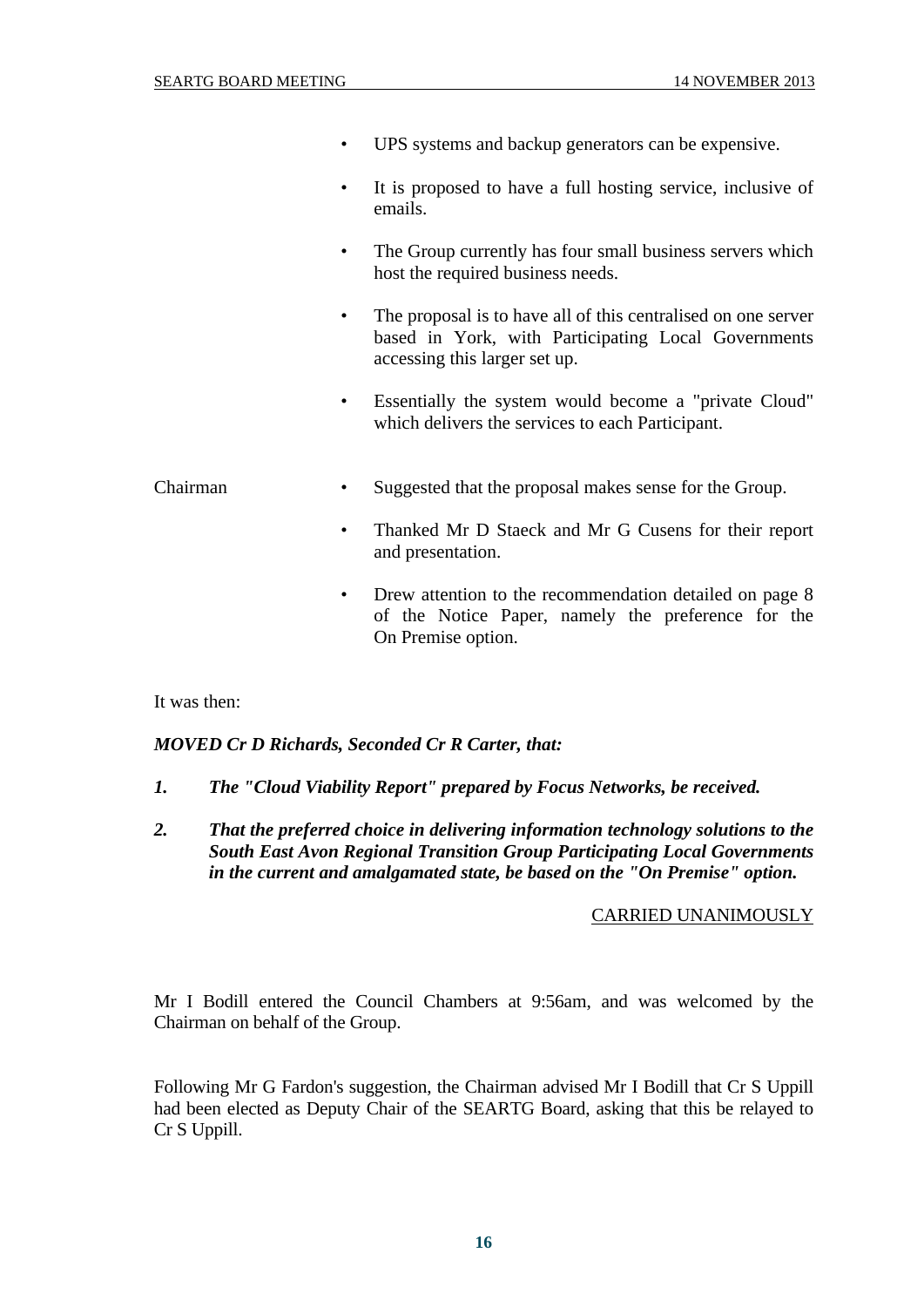- UPS systems and backup generators can be expensive.
- It is proposed to have a full hosting service, inclusive of emails.
- The Group currently has four small business servers which host the required business needs.
- The proposal is to have all of this centralised on one server based in York, with Participating Local Governments accessing this larger set up.
- Essentially the system would become a "private Cloud" which delivers the services to each Participant.

Chairman

- Suggested that the proposal makes sense for the Group.
- Thanked Mr D Staeck and Mr G Cusens for their report and presentation.
- Drew attention to the recommendation detailed on page 8 of the Notice Paper, namely the preference for the On Premise option.

It was then:

***MOVED Cr D Richards, Seconded Cr R Carter, that:***

1. ***The "Cloud Viability Report" prepared by Focus Networks, be received.***
2. ***That the preferred choice in delivering information technology solutions to the South East Avon Regional Transition Group Participating Local Governments in the current and amalgamated state, be based on the "On Premise" option.***

CARRIED UNANIMOUSLY

Mr I Bodill entered the Council Chambers at 9:56am, and was welcomed by the Chairman on behalf of the Group.

Following Mr G Fardon's suggestion, the Chairman advised Mr I Bodill that Cr S Uppill had been elected as Deputy Chair of the SEARTG Board, asking that this be relayed to Cr S Uppill.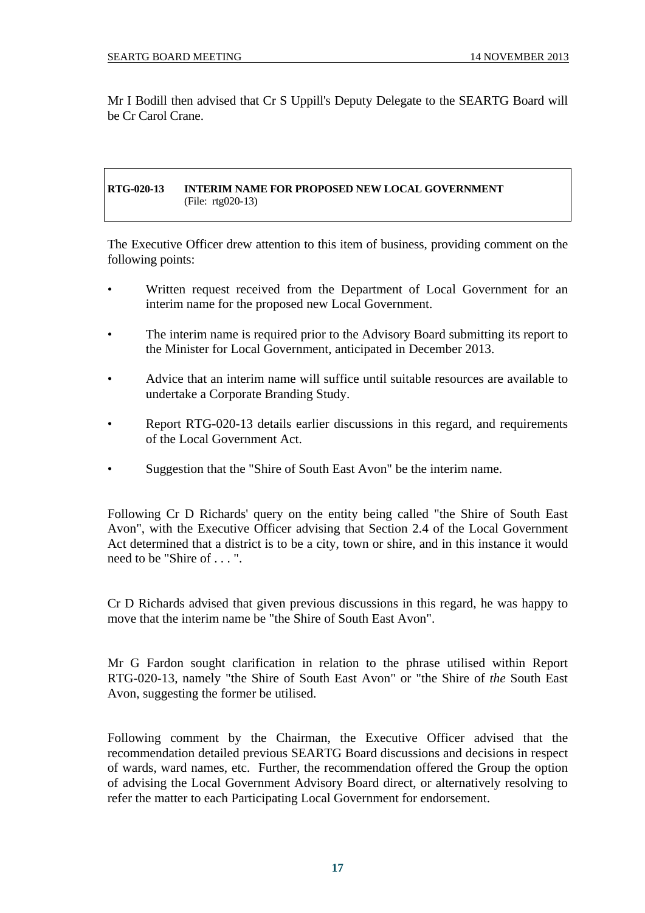Mr I Bodill then advised that Cr S Uppill's Deputy Delegate to the SEARTG Board will be Cr Carol Crane.

**RTG-020-13 INTERIM NAME FOR PROPOSED NEW LOCAL GOVERNMENT**
(File: rtg020-13)

The Executive Officer drew attention to this item of business, providing comment on the following points:

- Written request received from the Department of Local Government for an interim name for the proposed new Local Government.
- The interim name is required prior to the Advisory Board submitting its report to the Minister for Local Government, anticipated in December 2013.
- Advice that an interim name will suffice until suitable resources are available to undertake a Corporate Branding Study.
- Report RTG-020-13 details earlier discussions in this regard, and requirements of the Local Government Act.
- Suggestion that the "Shire of South East Avon" be the interim name.

Following Cr D Richards' query on the entity being called "the Shire of South East Avon", with the Executive Officer advising that Section 2.4 of the Local Government Act determined that a district is to be a city, town or shire, and in this instance it would need to be "Shire of . . . ".

Cr D Richards advised that given previous discussions in this regard, he was happy to move that the interim name be "the Shire of South East Avon".

Mr G Fardon sought clarification in relation to the phrase utilised within Report RTG-020-13, namely "the Shire of South East Avon" or "the Shire of *the* South East Avon, suggesting the former be utilised.

Following comment by the Chairman, the Executive Officer advised that the recommendation detailed previous SEARTG Board discussions and decisions in respect of wards, ward names, etc. Further, the recommendation offered the Group the option of advising the Local Government Advisory Board direct, or alternatively resolving to refer the matter to each Participating Local Government for endorsement.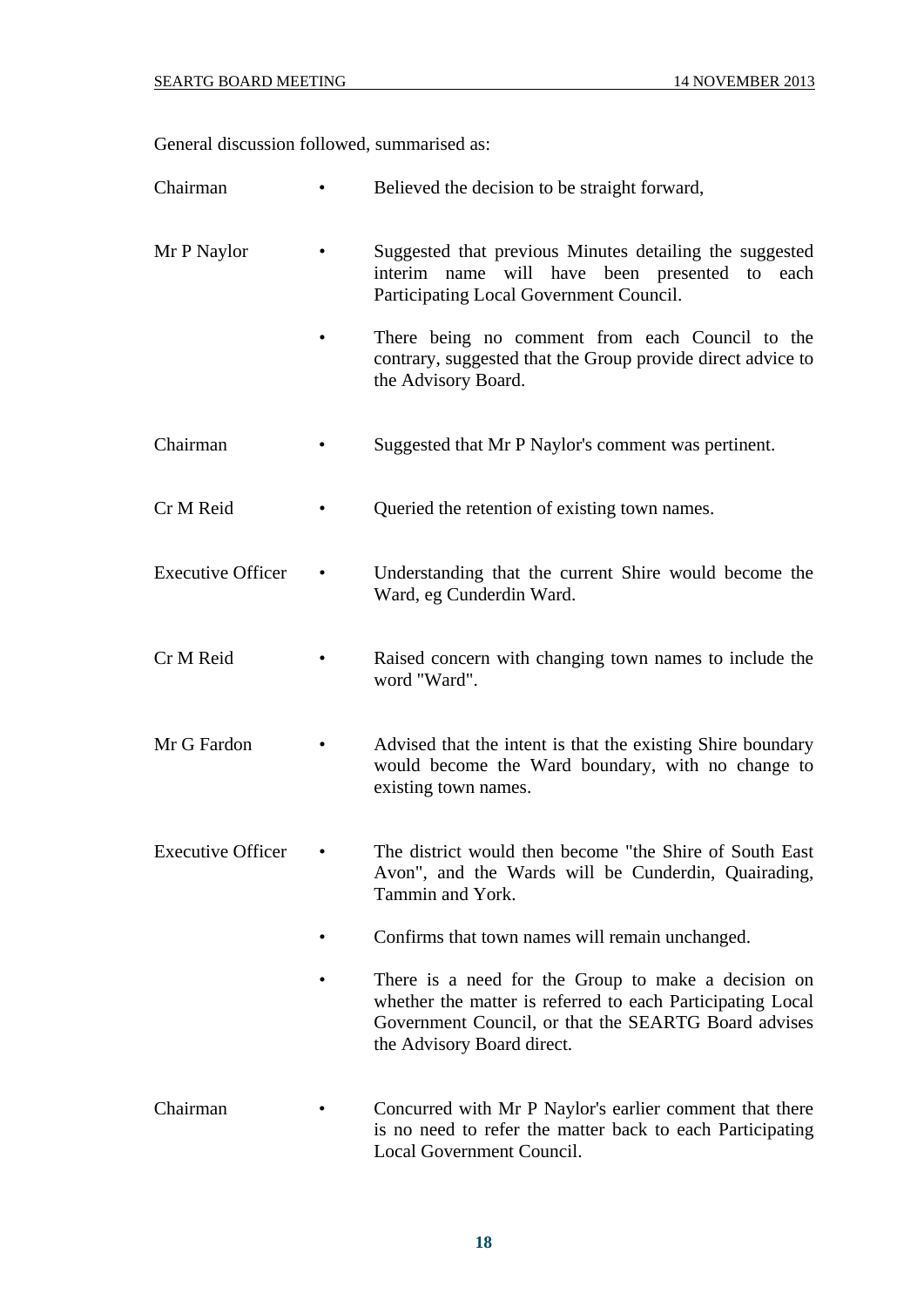General discussion followed, summarised as:

| | |
|---|---|
| Chairman | • Believed the decision to be straight forward, |
| Mr P Naylor | • Suggested that previous Minutes detailing the suggested interim name will have been presented to each Participating Local Government Council. |
| | • There being no comment from each Council to the contrary, suggested that the Group provide direct advice to the Advisory Board. |
| Chairman | • Suggested that Mr P Naylor's comment was pertinent. |
| Cr M Reid | • Queried the retention of existing town names. |
| Executive Officer | • Understanding that the current Shire would become the Ward, eg Cunderdin Ward. |
| Cr M Reid | • Raised concern with changing town names to include the word "Ward". |
| Mr G Fardon | • Advised that the intent is that the existing Shire boundary would become the Ward boundary, with no change to existing town names. |
| Executive Officer | • The district would then become "the Shire of South East Avon", and the Wards will be Cunderdin, Quairading, Tammin and York. |
| | • Confirms that town names will remain unchanged. |
| | • There is a need for the Group to make a decision on whether the matter is referred to each Participating Local Government Council, or that the SEARTG Board advises the Advisory Board direct. |
| Chairman | • Concurred with Mr P Naylor's earlier comment that there is no need to refer the matter back to each Participating Local Government Council. |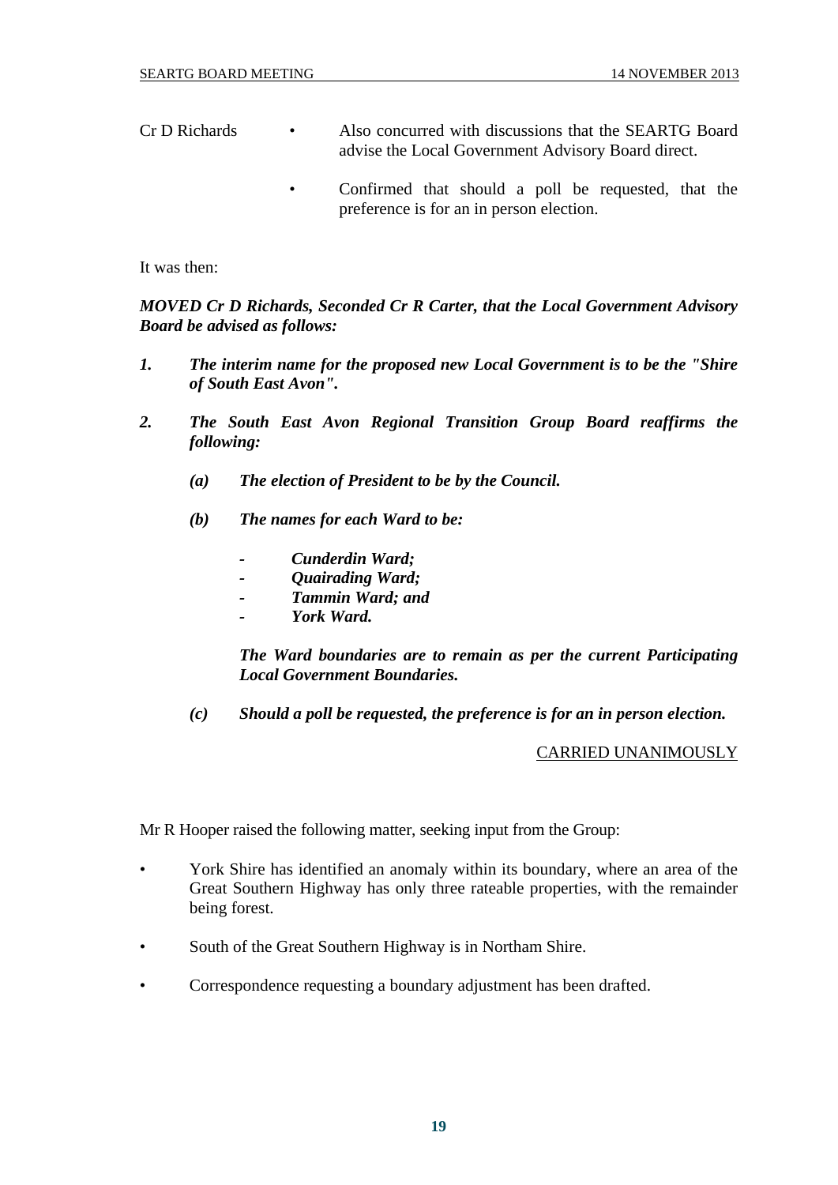Cr D Richards

- Also concurred with discussions that the SEARTG Board advise the Local Government Advisory Board direct.
- Confirmed that should a poll be requested, that the preference is for an in person election.

It was then:

***MOVED Cr D Richards, Seconded Cr R Carter, that the Local Government Advisory Board be advised as follows:***

1. ***The interim name for the proposed new Local Government is to be the "Shire of South East Avon".***
2. ***The South East Avon Regional Transition Group Board reaffirms the following:***
   - ***(a) The election of President to be by the Council.***
   - ***(b) The names for each Ward to be:***
     - ***Cunderdin Ward;***
     - ***Quairading Ward;***
     - ***Tammin Ward; and***
     - ***York Ward.***

     ***The Ward boundaries are to remain as per the current Participating Local Government Boundaries.***
   - ***(c) Should a poll be requested, the preference is for an in person election.***

CARRIED UNANIMOUSLY

Mr R Hooper raised the following matter, seeking input from the Group:

- York Shire has identified an anomaly within its boundary, where an area of the Great Southern Highway has only three rateable properties, with the remainder being forest.
- South of the Great Southern Highway is in Northam Shire.
- Correspondence requesting a boundary adjustment has been drafted.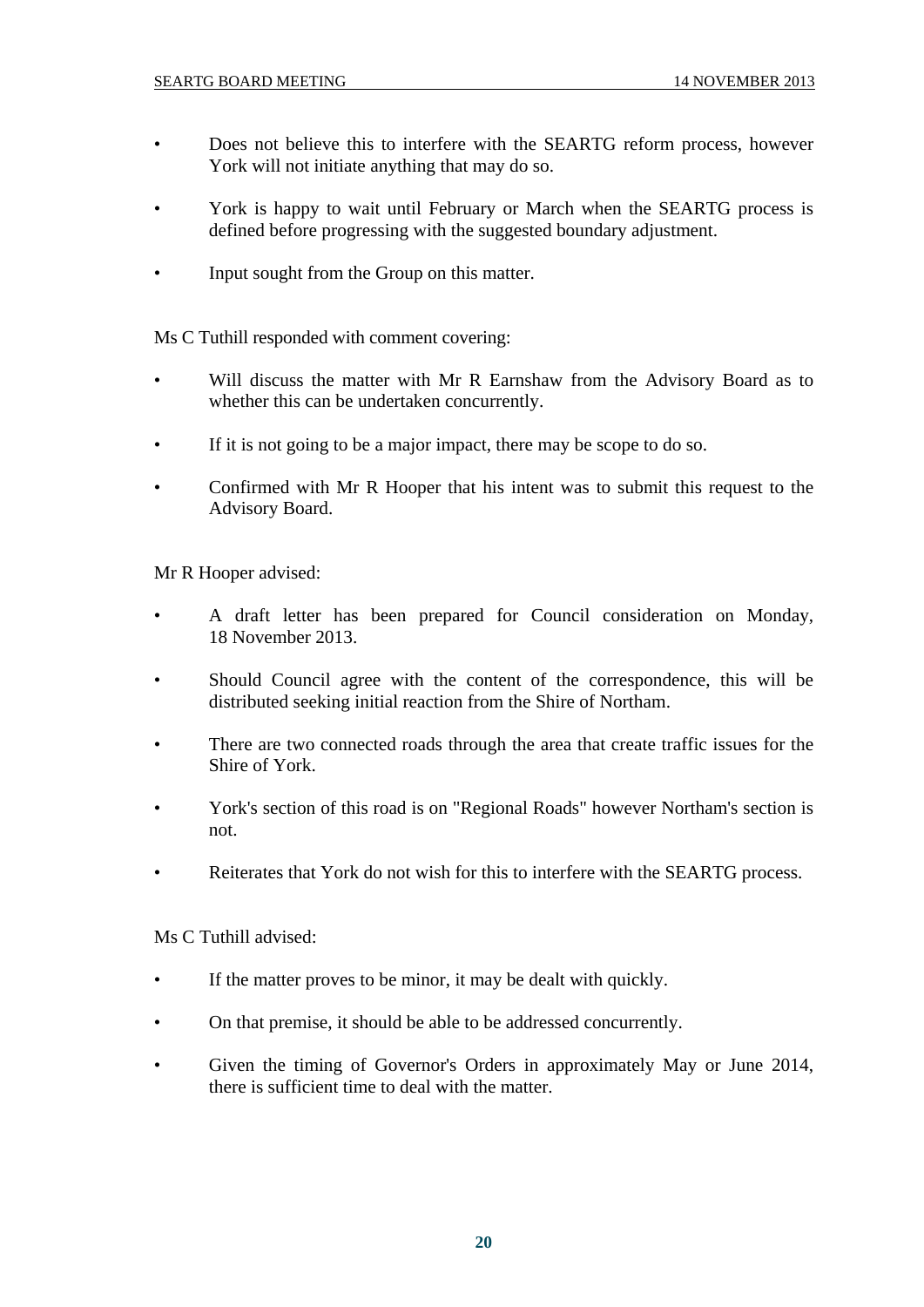- Does not believe this to interfere with the SEARTG reform process, however York will not initiate anything that may do so.
- York is happy to wait until February or March when the SEARTG process is defined before progressing with the suggested boundary adjustment.
- Input sought from the Group on this matter.

Ms C Tuthill responded with comment covering:

- Will discuss the matter with Mr R Earnshaw from the Advisory Board as to whether this can be undertaken concurrently.
- If it is not going to be a major impact, there may be scope to do so.
- Confirmed with Mr R Hooper that his intent was to submit this request to the Advisory Board.

Mr R Hooper advised:

- A draft letter has been prepared for Council consideration on Monday, 18 November 2013.
- Should Council agree with the content of the correspondence, this will be distributed seeking initial reaction from the Shire of Northam.
- There are two connected roads through the area that create traffic issues for the Shire of York.
- York's section of this road is on "Regional Roads" however Northam's section is not.
- Reiterates that York do not wish for this to interfere with the SEARTG process.

Ms C Tuthill advised:

- If the matter proves to be minor, it may be dealt with quickly.
- On that premise, it should be able to be addressed concurrently.
- Given the timing of Governor's Orders in approximately May or June 2014, there is sufficient time to deal with the matter.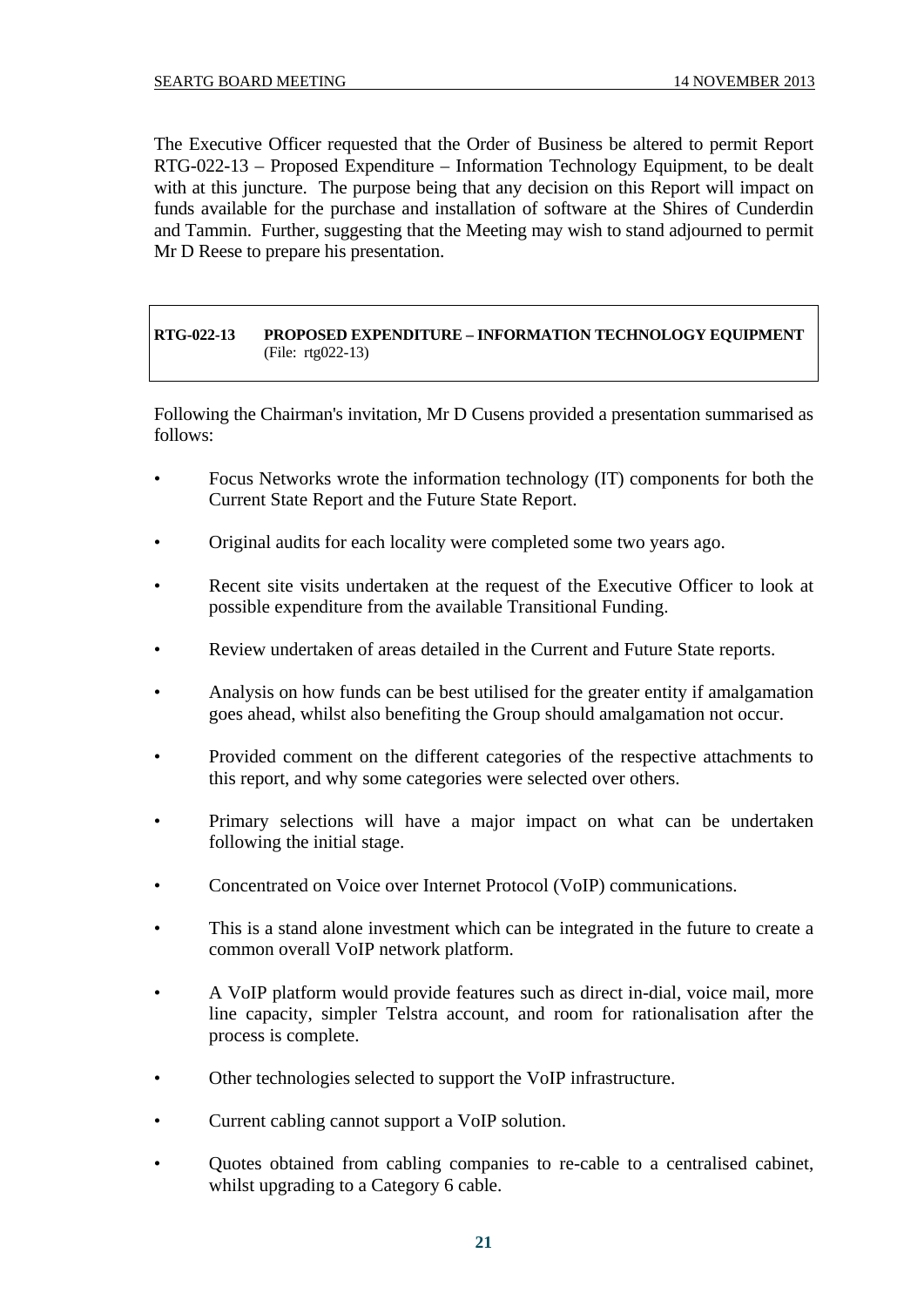The Executive Officer requested that the Order of Business be altered to permit Report RTG-022-13 – Proposed Expenditure – Information Technology Equipment, to be dealt with at this juncture. The purpose being that any decision on this Report will impact on funds available for the purchase and installation of software at the Shires of Cunderdin and Tammin. Further, suggesting that the Meeting may wish to stand adjourned to permit Mr D Reese to prepare his presentation.

**RTG-022-13 PROPOSED EXPENDITURE – INFORMATION TECHNOLOGY EQUIPMENT**
(File: rtg022-13)

Following the Chairman's invitation, Mr D Cusens provided a presentation summarised as follows:

- Focus Networks wrote the information technology (IT) components for both the Current State Report and the Future State Report.
- Original audits for each locality were completed some two years ago.
- Recent site visits undertaken at the request of the Executive Officer to look at possible expenditure from the available Transitional Funding.
- Review undertaken of areas detailed in the Current and Future State reports.
- Analysis on how funds can be best utilised for the greater entity if amalgamation goes ahead, whilst also benefiting the Group should amalgamation not occur.
- Provided comment on the different categories of the respective attachments to this report, and why some categories were selected over others.
- Primary selections will have a major impact on what can be undertaken following the initial stage.
- Concentrated on Voice over Internet Protocol (VoIP) communications.
- This is a stand alone investment which can be integrated in the future to create a common overall VoIP network platform.
- A VoIP platform would provide features such as direct in-dial, voice mail, more line capacity, simpler Telstra account, and room for rationalisation after the process is complete.
- Other technologies selected to support the VoIP infrastructure.
- Current cabling cannot support a VoIP solution.
- Quotes obtained from cabling companies to re-cable to a centralised cabinet, whilst upgrading to a Category 6 cable.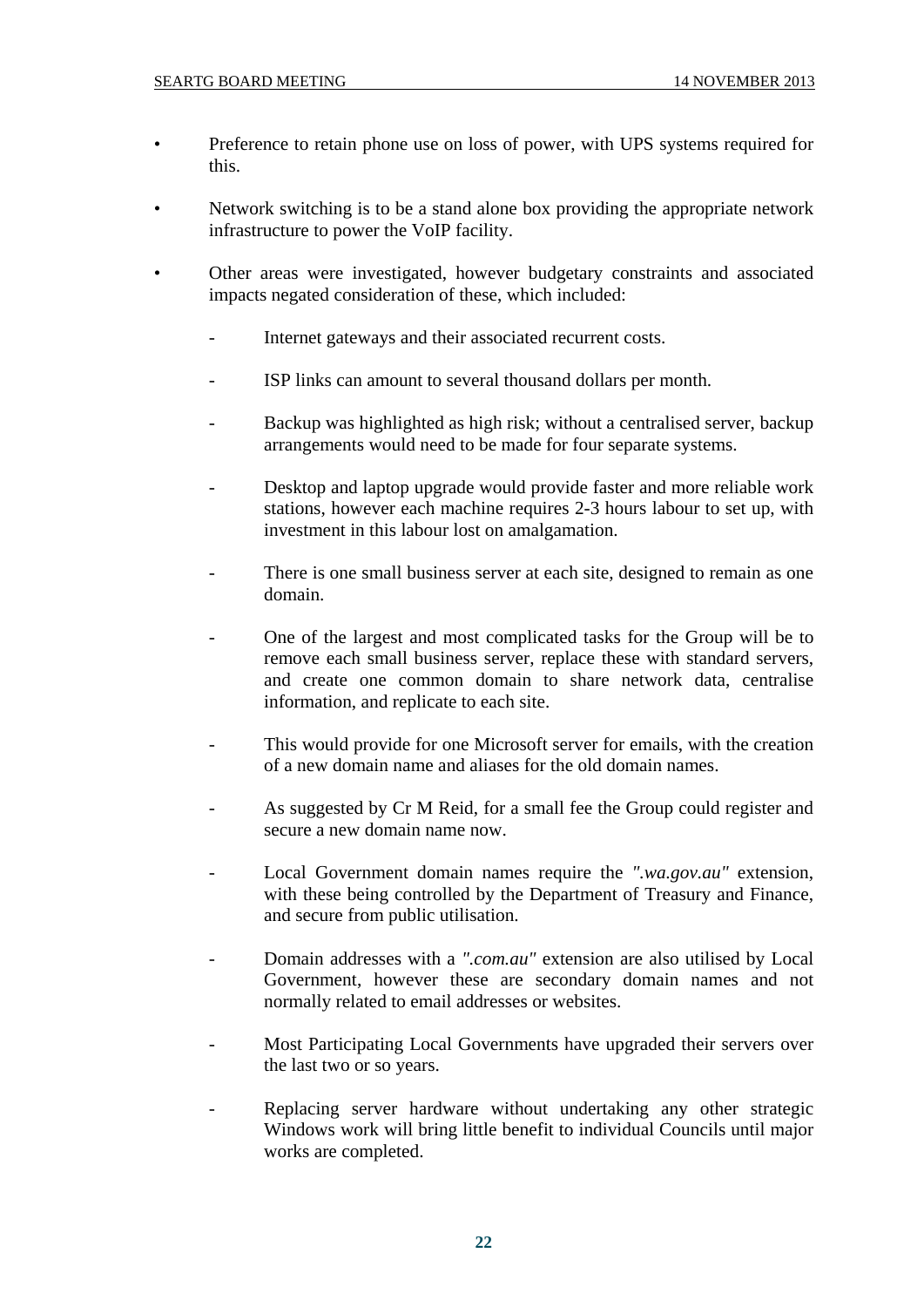- Preference to retain phone use on loss of power, with UPS systems required for this.

- Network switching is to be a stand alone box providing the appropriate network infrastructure to power the VoIP facility.

- Other areas were investigated, however budgetary constraints and associated impacts negated consideration of these, which included:

  - Internet gateways and their associated recurrent costs.

  - ISP links can amount to several thousand dollars per month.

  - Backup was highlighted as high risk; without a centralised server, backup arrangements would need to be made for four separate systems.

  - Desktop and laptop upgrade would provide faster and more reliable work stations, however each machine requires 2-3 hours labour to set up, with investment in this labour lost on amalgamation.

  - There is one small business server at each site, designed to remain as one domain.

  - One of the largest and most complicated tasks for the Group will be to remove each small business server, replace these with standard servers, and create one common domain to share network data, centralise information, and replicate to each site.

  - This would provide for one Microsoft server for emails, with the creation of a new domain name and aliases for the old domain names.

  - As suggested by Cr M Reid, for a small fee the Group could register and secure a new domain name now.

  - Local Government domain names require the *".wa.gov.au"* extension, with these being controlled by the Department of Treasury and Finance, and secure from public utilisation.

  - Domain addresses with a *".com.au"* extension are also utilised by Local Government, however these are secondary domain names and not normally related to email addresses or websites.

  - Most Participating Local Governments have upgraded their servers over the last two or so years.

  - Replacing server hardware without undertaking any other strategic Windows work will bring little benefit to individual Councils until major works are completed.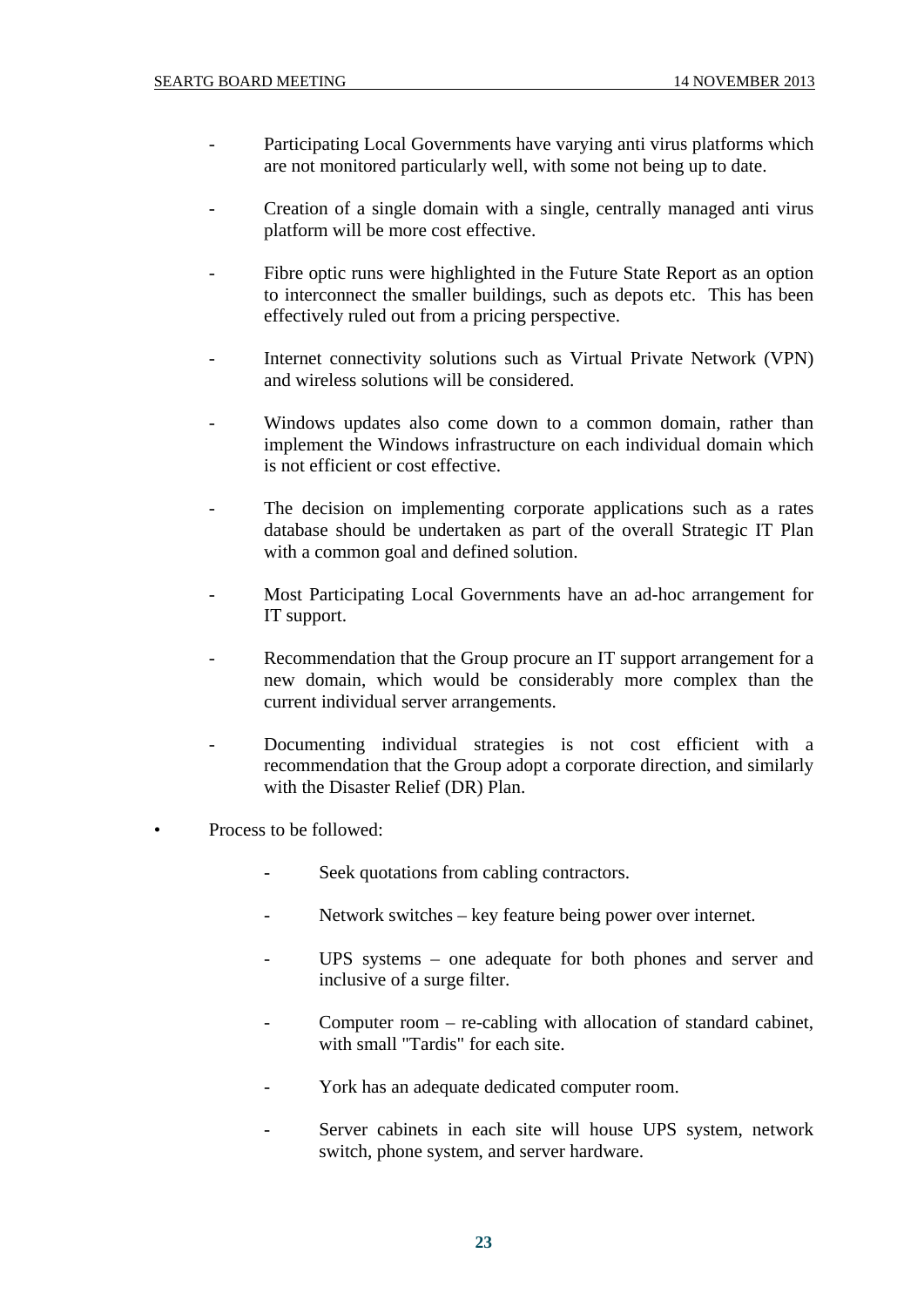- Participating Local Governments have varying anti virus platforms which are not monitored particularly well, with some not being up to date.

- Creation of a single domain with a single, centrally managed anti virus platform will be more cost effective.

- Fibre optic runs were highlighted in the Future State Report as an option to interconnect the smaller buildings, such as depots etc. This has been effectively ruled out from a pricing perspective.

- Internet connectivity solutions such as Virtual Private Network (VPN) and wireless solutions will be considered.

- Windows updates also come down to a common domain, rather than implement the Windows infrastructure on each individual domain which is not efficient or cost effective.

- The decision on implementing corporate applications such as a rates database should be undertaken as part of the overall Strategic IT Plan with a common goal and defined solution.

- Most Participating Local Governments have an ad-hoc arrangement for IT support.

- Recommendation that the Group procure an IT support arrangement for a new domain, which would be considerably more complex than the current individual server arrangements.

- Documenting individual strategies is not cost efficient with a recommendation that the Group adopt a corporate direction, and similarly with the Disaster Relief (DR) Plan.

• Process to be followed:

    - Seek quotations from cabling contractors.

    - Network switches – key feature being power over internet.

    - UPS systems – one adequate for both phones and server and inclusive of a surge filter.

    - Computer room – re-cabling with allocation of standard cabinet, with small "Tardis" for each site.

    - York has an adequate dedicated computer room.

    - Server cabinets in each site will house UPS system, network switch, phone system, and server hardware.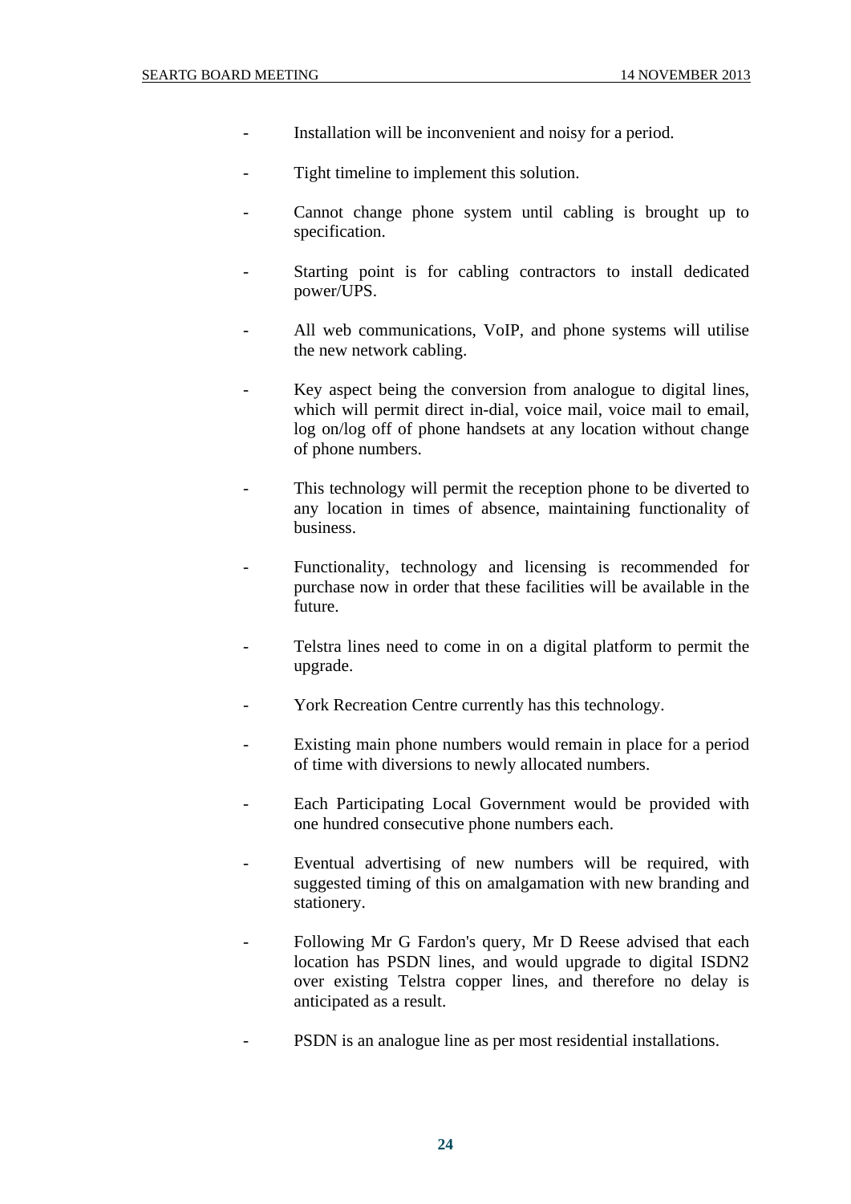- Installation will be inconvenient and noisy for a period.

- Tight timeline to implement this solution.

- Cannot change phone system until cabling is brought up to specification.

- Starting point is for cabling contractors to install dedicated power/UPS.

- All web communications, VoIP, and phone systems will utilise the new network cabling.

- Key aspect being the conversion from analogue to digital lines, which will permit direct in-dial, voice mail, voice mail to email, log on/log off of phone handsets at any location without change of phone numbers.

- This technology will permit the reception phone to be diverted to any location in times of absence, maintaining functionality of business.

- Functionality, technology and licensing is recommended for purchase now in order that these facilities will be available in the future.

- Telstra lines need to come in on a digital platform to permit the upgrade.

- York Recreation Centre currently has this technology.

- Existing main phone numbers would remain in place for a period of time with diversions to newly allocated numbers.

- Each Participating Local Government would be provided with one hundred consecutive phone numbers each.

- Eventual advertising of new numbers will be required, with suggested timing of this on amalgamation with new branding and stationery.

- Following Mr G Fardon's query, Mr D Reese advised that each location has PSDN lines, and would upgrade to digital ISDN2 over existing Telstra copper lines, and therefore no delay is anticipated as a result.

- PSDN is an analogue line as per most residential installations.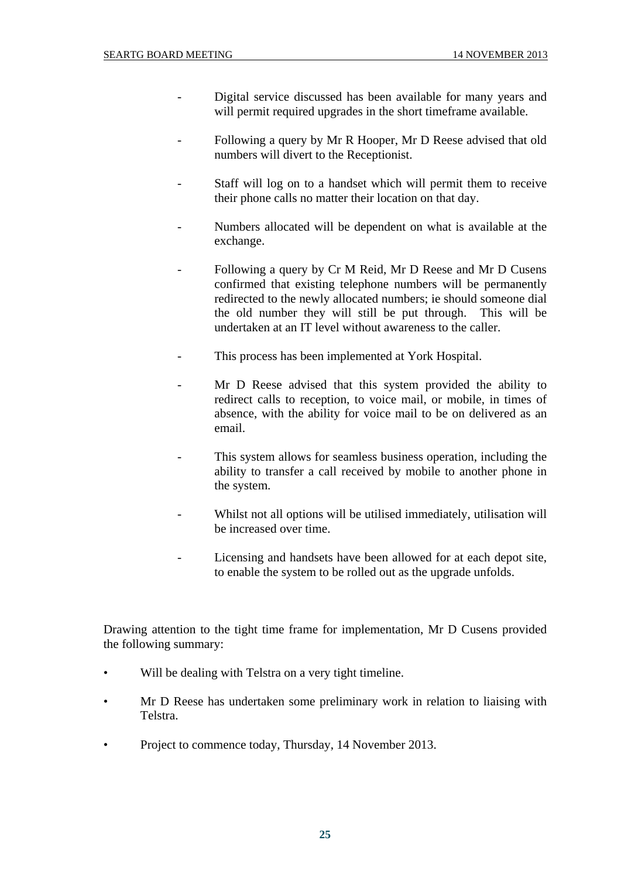- Digital service discussed has been available for many years and will permit required upgrades in the short timeframe available.

- Following a query by Mr R Hooper, Mr D Reese advised that old numbers will divert to the Receptionist.

- Staff will log on to a handset which will permit them to receive their phone calls no matter their location on that day.

- Numbers allocated will be dependent on what is available at the exchange.

- Following a query by Cr M Reid, Mr D Reese and Mr D Cusens confirmed that existing telephone numbers will be permanently redirected to the newly allocated numbers; ie should someone dial the old number they will still be put through. This will be undertaken at an IT level without awareness to the caller.

- This process has been implemented at York Hospital.

- Mr D Reese advised that this system provided the ability to redirect calls to reception, to voice mail, or mobile, in times of absence, with the ability for voice mail to be on delivered as an email.

- This system allows for seamless business operation, including the ability to transfer a call received by mobile to another phone in the system.

- Whilst not all options will be utilised immediately, utilisation will be increased over time.

- Licensing and handsets have been allowed for at each depot site, to enable the system to be rolled out as the upgrade unfolds.

Drawing attention to the tight time frame for implementation, Mr D Cusens provided the following summary:

- Will be dealing with Telstra on a very tight timeline.
- Mr D Reese has undertaken some preliminary work in relation to liaising with Telstra.
- Project to commence today, Thursday, 14 November 2013.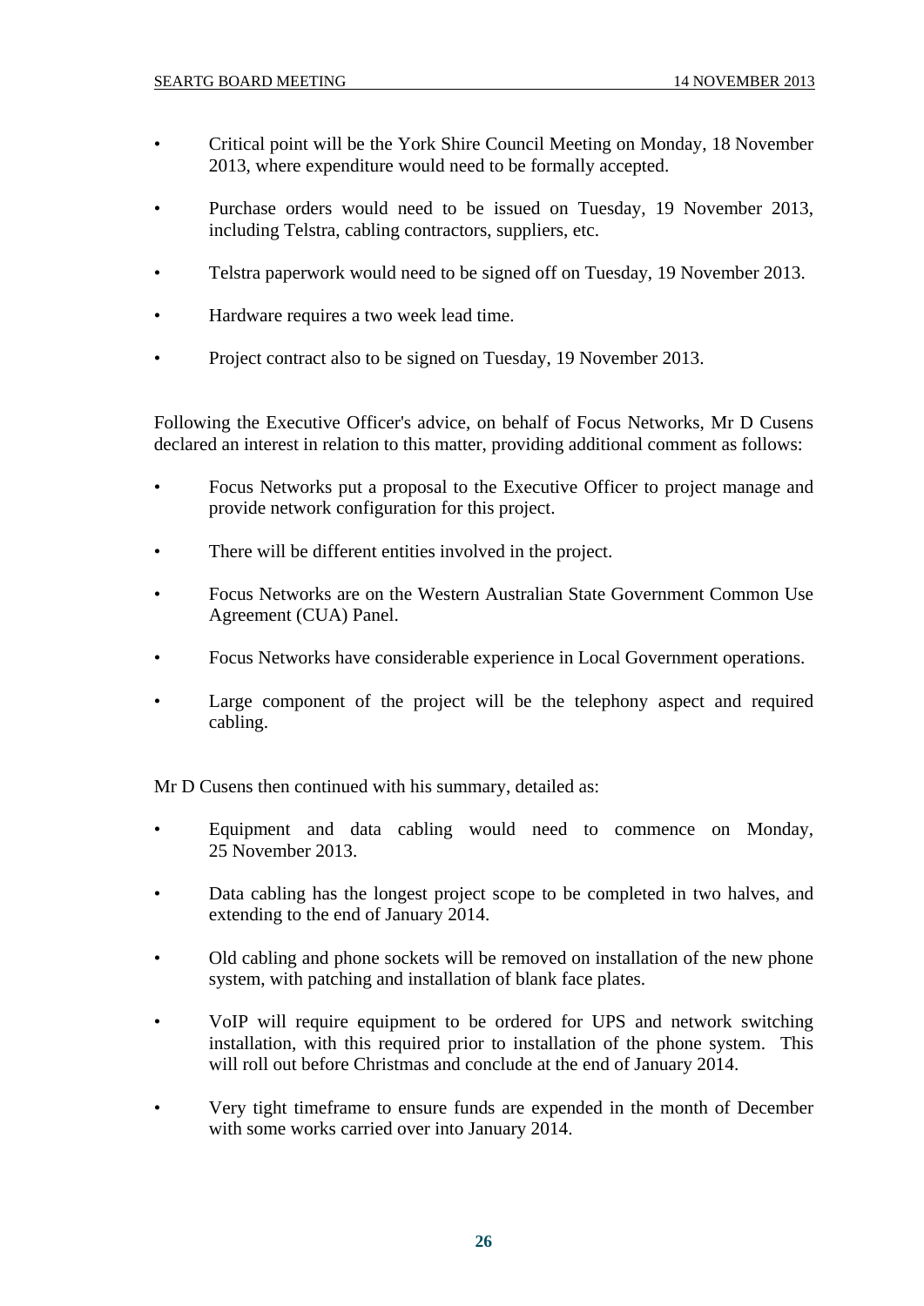- Critical point will be the York Shire Council Meeting on Monday, 18 November 2013, where expenditure would need to be formally accepted.
- Purchase orders would need to be issued on Tuesday, 19 November 2013, including Telstra, cabling contractors, suppliers, etc.
- Telstra paperwork would need to be signed off on Tuesday, 19 November 2013.
- Hardware requires a two week lead time.
- Project contract also to be signed on Tuesday, 19 November 2013.

Following the Executive Officer's advice, on behalf of Focus Networks, Mr D Cusens declared an interest in relation to this matter, providing additional comment as follows:

- Focus Networks put a proposal to the Executive Officer to project manage and provide network configuration for this project.
- There will be different entities involved in the project.
- Focus Networks are on the Western Australian State Government Common Use Agreement (CUA) Panel.
- Focus Networks have considerable experience in Local Government operations.
- Large component of the project will be the telephony aspect and required cabling.

Mr D Cusens then continued with his summary, detailed as:

- Equipment and data cabling would need to commence on Monday, 25 November 2013.
- Data cabling has the longest project scope to be completed in two halves, and extending to the end of January 2014.
- Old cabling and phone sockets will be removed on installation of the new phone system, with patching and installation of blank face plates.
- VoIP will require equipment to be ordered for UPS and network switching installation, with this required prior to installation of the phone system. This will roll out before Christmas and conclude at the end of January 2014.
- Very tight timeframe to ensure funds are expended in the month of December with some works carried over into January 2014.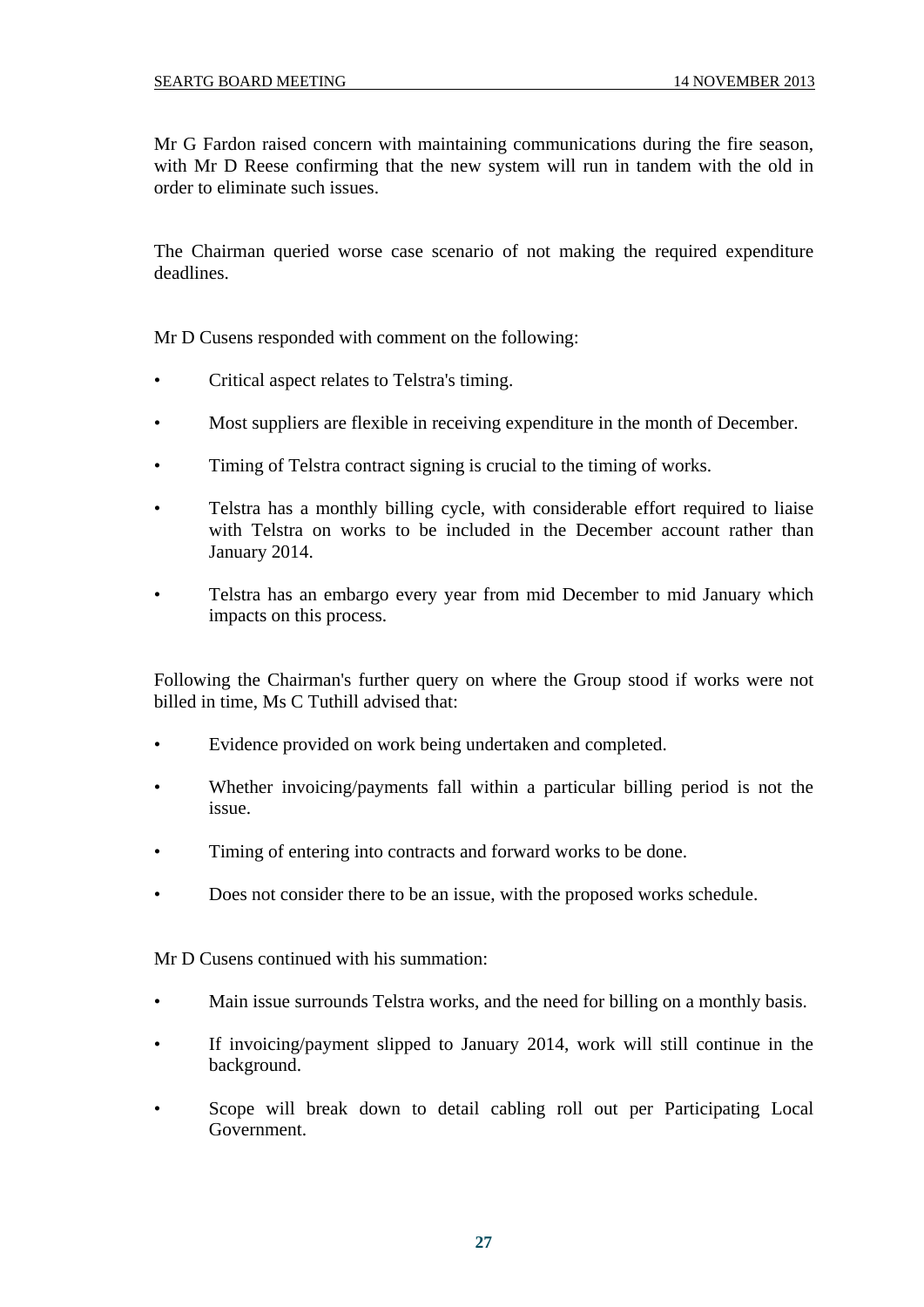Mr G Fardon raised concern with maintaining communications during the fire season, with Mr D Reese confirming that the new system will run in tandem with the old in order to eliminate such issues.

The Chairman queried worse case scenario of not making the required expenditure deadlines.

Mr D Cusens responded with comment on the following:

- Critical aspect relates to Telstra's timing.
- Most suppliers are flexible in receiving expenditure in the month of December.
- Timing of Telstra contract signing is crucial to the timing of works.
- Telstra has a monthly billing cycle, with considerable effort required to liaise with Telstra on works to be included in the December account rather than January 2014.
- Telstra has an embargo every year from mid December to mid January which impacts on this process.

Following the Chairman's further query on where the Group stood if works were not billed in time, Ms C Tuthill advised that:

- Evidence provided on work being undertaken and completed.
- Whether invoicing/payments fall within a particular billing period is not the issue.
- Timing of entering into contracts and forward works to be done.
- Does not consider there to be an issue, with the proposed works schedule.

Mr D Cusens continued with his summation:

- Main issue surrounds Telstra works, and the need for billing on a monthly basis.
- If invoicing/payment slipped to January 2014, work will still continue in the background.
- Scope will break down to detail cabling roll out per Participating Local Government.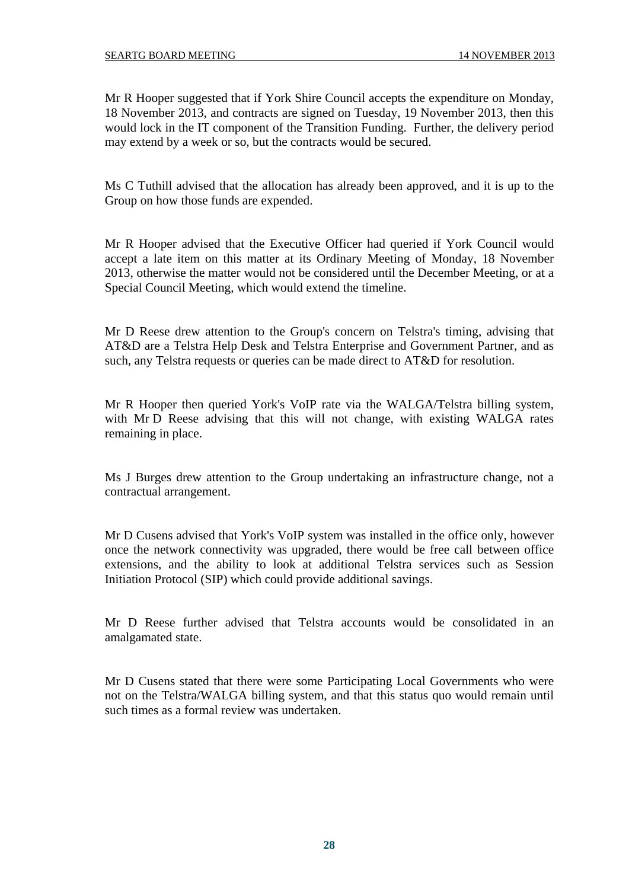Mr R Hooper suggested that if York Shire Council accepts the expenditure on Monday, 18 November 2013, and contracts are signed on Tuesday, 19 November 2013, then this would lock in the IT component of the Transition Funding. Further, the delivery period may extend by a week or so, but the contracts would be secured.

Ms C Tuthill advised that the allocation has already been approved, and it is up to the Group on how those funds are expended.

Mr R Hooper advised that the Executive Officer had queried if York Council would accept a late item on this matter at its Ordinary Meeting of Monday, 18 November 2013, otherwise the matter would not be considered until the December Meeting, or at a Special Council Meeting, which would extend the timeline.

Mr D Reese drew attention to the Group's concern on Telstra's timing, advising that AT&D are a Telstra Help Desk and Telstra Enterprise and Government Partner, and as such, any Telstra requests or queries can be made direct to AT&D for resolution.

Mr R Hooper then queried York's VoIP rate via the WALGA/Telstra billing system, with Mr D Reese advising that this will not change, with existing WALGA rates remaining in place.

Ms J Burges drew attention to the Group undertaking an infrastructure change, not a contractual arrangement.

Mr D Cusens advised that York's VoIP system was installed in the office only, however once the network connectivity was upgraded, there would be free call between office extensions, and the ability to look at additional Telstra services such as Session Initiation Protocol (SIP) which could provide additional savings.

Mr D Reese further advised that Telstra accounts would be consolidated in an amalgamated state.

Mr D Cusens stated that there were some Participating Local Governments who were not on the Telstra/WALGA billing system, and that this status quo would remain until such times as a formal review was undertaken.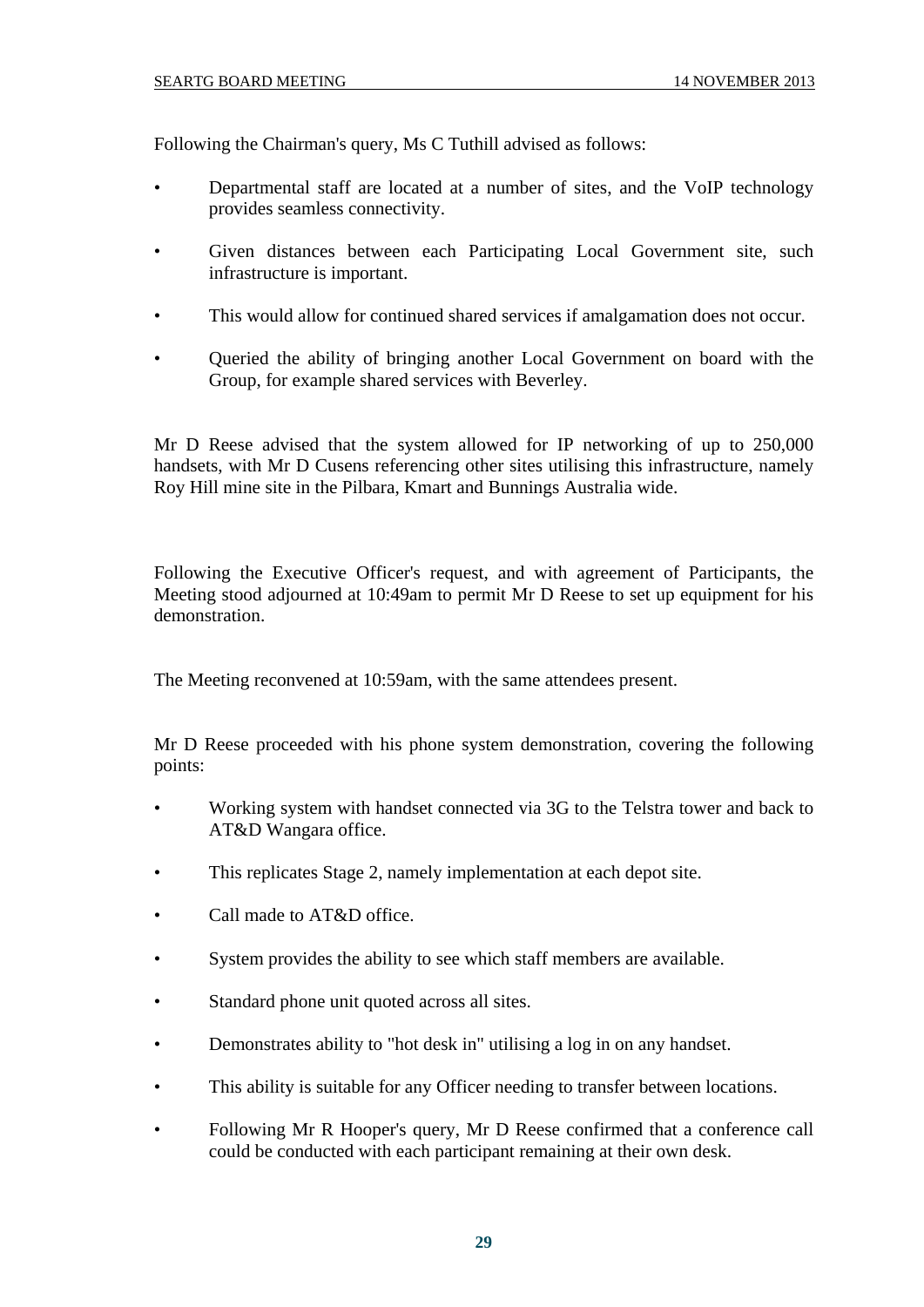Following the Chairman's query, Ms C Tuthill advised as follows:

- Departmental staff are located at a number of sites, and the VoIP technology provides seamless connectivity.
- Given distances between each Participating Local Government site, such infrastructure is important.
- This would allow for continued shared services if amalgamation does not occur.
- Queried the ability of bringing another Local Government on board with the Group, for example shared services with Beverley.

Mr D Reese advised that the system allowed for IP networking of up to 250,000 handsets, with Mr D Cusens referencing other sites utilising this infrastructure, namely Roy Hill mine site in the Pilbara, Kmart and Bunnings Australia wide.

Following the Executive Officer's request, and with agreement of Participants, the Meeting stood adjourned at 10:49am to permit Mr D Reese to set up equipment for his demonstration.

The Meeting reconvened at 10:59am, with the same attendees present.

Mr D Reese proceeded with his phone system demonstration, covering the following points:

- Working system with handset connected via 3G to the Telstra tower and back to AT&D Wangara office.
- This replicates Stage 2, namely implementation at each depot site.
- Call made to AT&D office.
- System provides the ability to see which staff members are available.
- Standard phone unit quoted across all sites.
- Demonstrates ability to "hot desk in" utilising a log in on any handset.
- This ability is suitable for any Officer needing to transfer between locations.
- Following Mr R Hooper's query, Mr D Reese confirmed that a conference call could be conducted with each participant remaining at their own desk.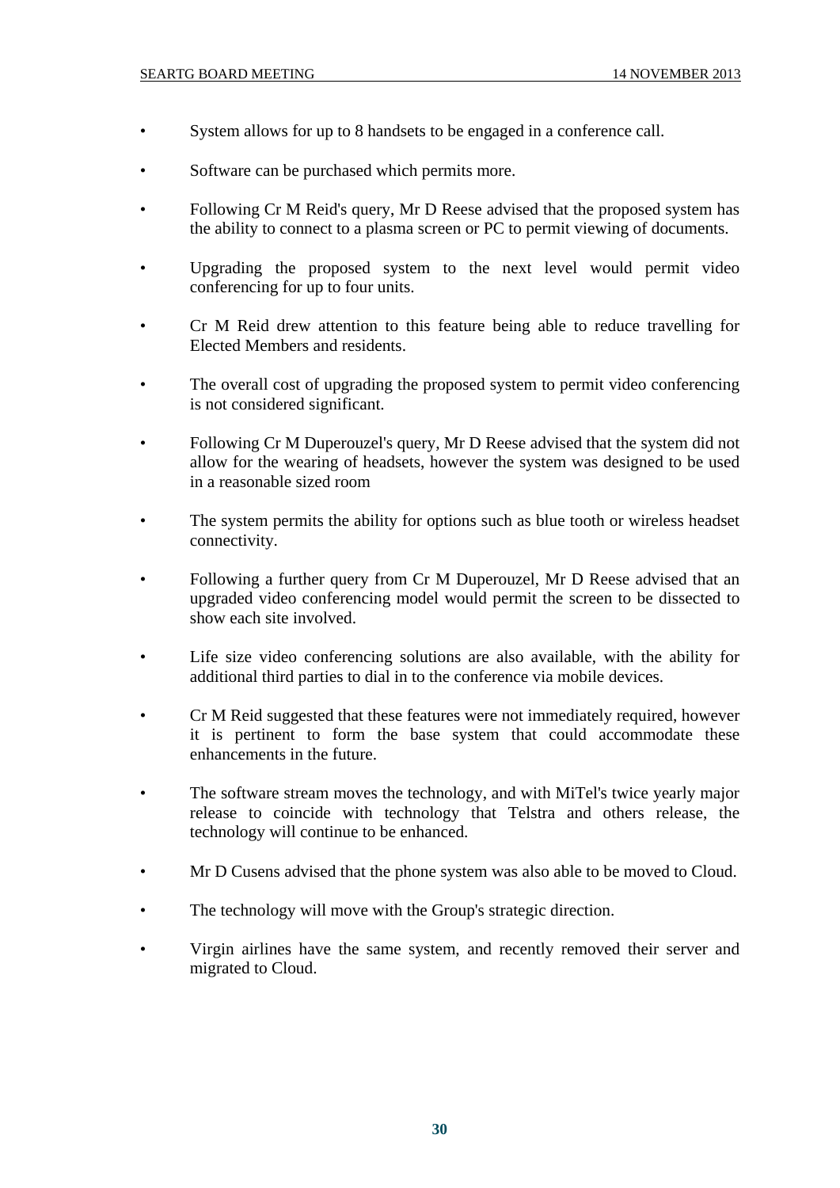- System allows for up to 8 handsets to be engaged in a conference call.

- Software can be purchased which permits more.

- Following Cr M Reid's query, Mr D Reese advised that the proposed system has the ability to connect to a plasma screen or PC to permit viewing of documents.

- Upgrading the proposed system to the next level would permit video conferencing for up to four units.

- Cr M Reid drew attention to this feature being able to reduce travelling for Elected Members and residents.

- The overall cost of upgrading the proposed system to permit video conferencing is not considered significant.

- Following Cr M Duperouzel's query, Mr D Reese advised that the system did not allow for the wearing of headsets, however the system was designed to be used in a reasonable sized room

- The system permits the ability for options such as blue tooth or wireless headset connectivity.

- Following a further query from Cr M Duperouzel, Mr D Reese advised that an upgraded video conferencing model would permit the screen to be dissected to show each site involved.

- Life size video conferencing solutions are also available, with the ability for additional third parties to dial in to the conference via mobile devices.

- Cr M Reid suggested that these features were not immediately required, however it is pertinent to form the base system that could accommodate these enhancements in the future.

- The software stream moves the technology, and with MiTel's twice yearly major release to coincide with technology that Telstra and others release, the technology will continue to be enhanced.

- Mr D Cusens advised that the phone system was also able to be moved to Cloud.

- The technology will move with the Group's strategic direction.

- Virgin airlines have the same system, and recently removed their server and migrated to Cloud.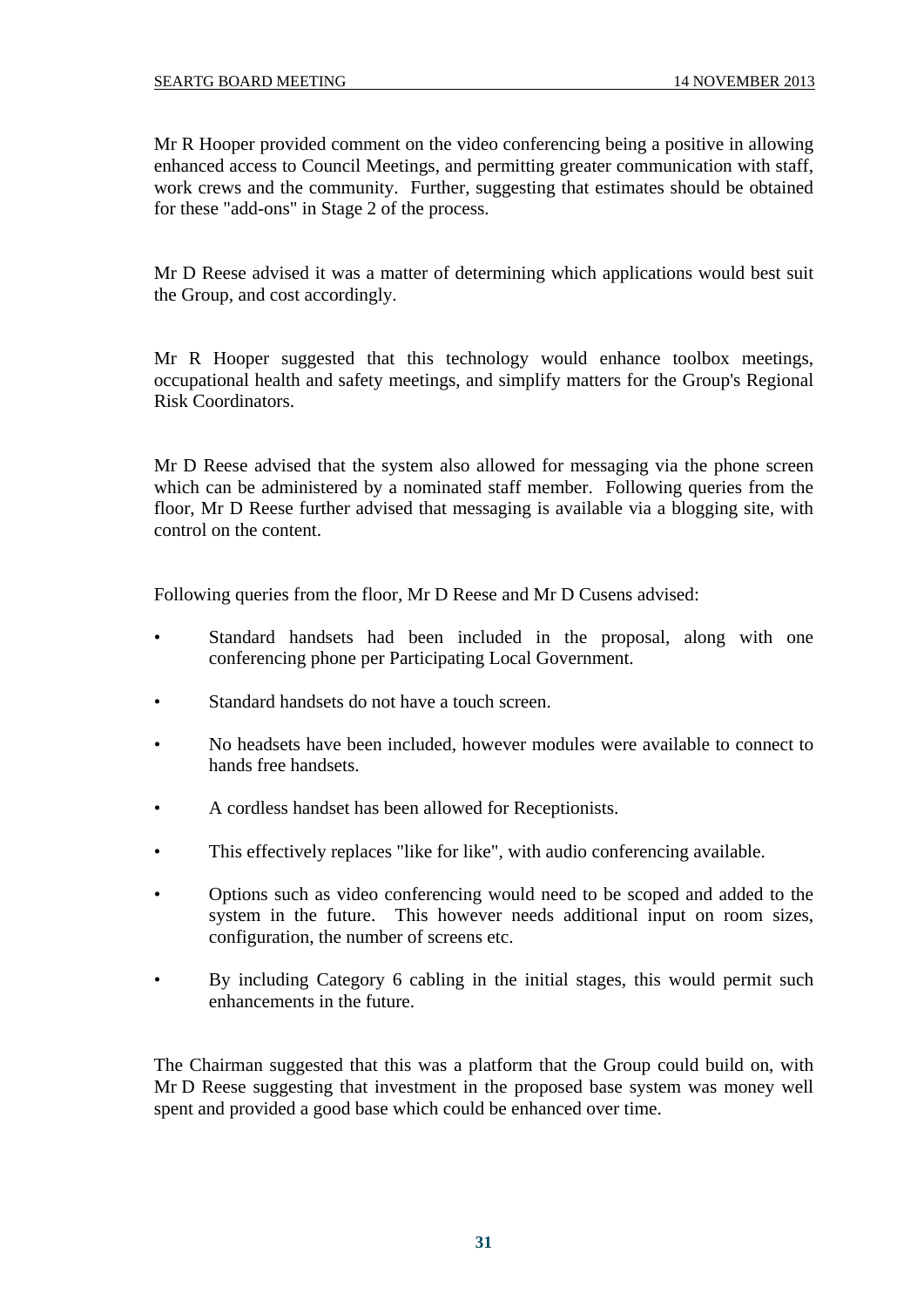Mr R Hooper provided comment on the video conferencing being a positive in allowing enhanced access to Council Meetings, and permitting greater communication with staff, work crews and the community. Further, suggesting that estimates should be obtained for these "add-ons" in Stage 2 of the process.

Mr D Reese advised it was a matter of determining which applications would best suit the Group, and cost accordingly.

Mr R Hooper suggested that this technology would enhance toolbox meetings, occupational health and safety meetings, and simplify matters for the Group's Regional Risk Coordinators.

Mr D Reese advised that the system also allowed for messaging via the phone screen which can be administered by a nominated staff member. Following queries from the floor, Mr D Reese further advised that messaging is available via a blogging site, with control on the content.

Following queries from the floor, Mr D Reese and Mr D Cusens advised:

- Standard handsets had been included in the proposal, along with one conferencing phone per Participating Local Government.
- Standard handsets do not have a touch screen.
- No headsets have been included, however modules were available to connect to hands free handsets.
- A cordless handset has been allowed for Receptionists.
- This effectively replaces "like for like", with audio conferencing available.
- Options such as video conferencing would need to be scoped and added to the system in the future. This however needs additional input on room sizes, configuration, the number of screens etc.
- By including Category 6 cabling in the initial stages, this would permit such enhancements in the future.

The Chairman suggested that this was a platform that the Group could build on, with Mr D Reese suggesting that investment in the proposed base system was money well spent and provided a good base which could be enhanced over time.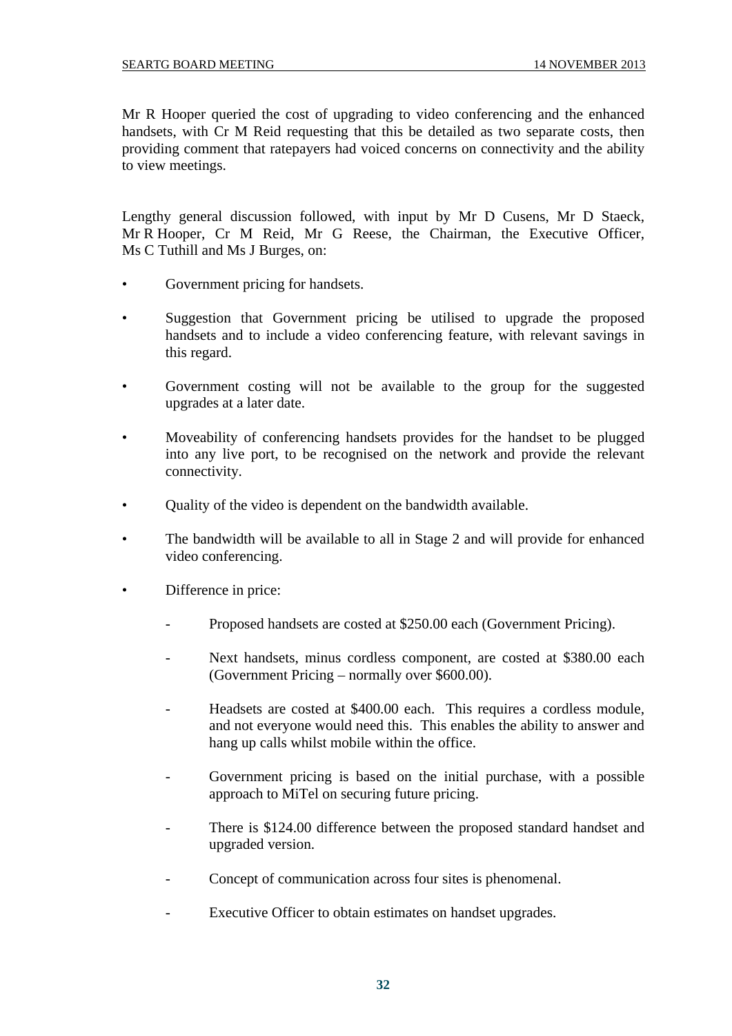Mr R Hooper queried the cost of upgrading to video conferencing and the enhanced handsets, with Cr M Reid requesting that this be detailed as two separate costs, then providing comment that ratepayers had voiced concerns on connectivity and the ability to view meetings.

Lengthy general discussion followed, with input by Mr D Cusens, Mr D Staeck, Mr R Hooper, Cr M Reid, Mr G Reese, the Chairman, the Executive Officer, Ms C Tuthill and Ms J Burges, on:

- Government pricing for handsets.
- Suggestion that Government pricing be utilised to upgrade the proposed handsets and to include a video conferencing feature, with relevant savings in this regard.
- Government costing will not be available to the group for the suggested upgrades at a later date.
- Moveability of conferencing handsets provides for the handset to be plugged into any live port, to be recognised on the network and provide the relevant connectivity.
- Quality of the video is dependent on the bandwidth available.
- The bandwidth will be available to all in Stage 2 and will provide for enhanced video conferencing.
- Difference in price:
  - Proposed handsets are costed at $250.00 each (Government Pricing).
  - Next handsets, minus cordless component, are costed at $380.00 each (Government Pricing – normally over $600.00).
  - Headsets are costed at $400.00 each. This requires a cordless module, and not everyone would need this. This enables the ability to answer and hang up calls whilst mobile within the office.
  - Government pricing is based on the initial purchase, with a possible approach to MiTel on securing future pricing.
  - There is $124.00 difference between the proposed standard handset and upgraded version.
  - Concept of communication across four sites is phenomenal.
  - Executive Officer to obtain estimates on handset upgrades.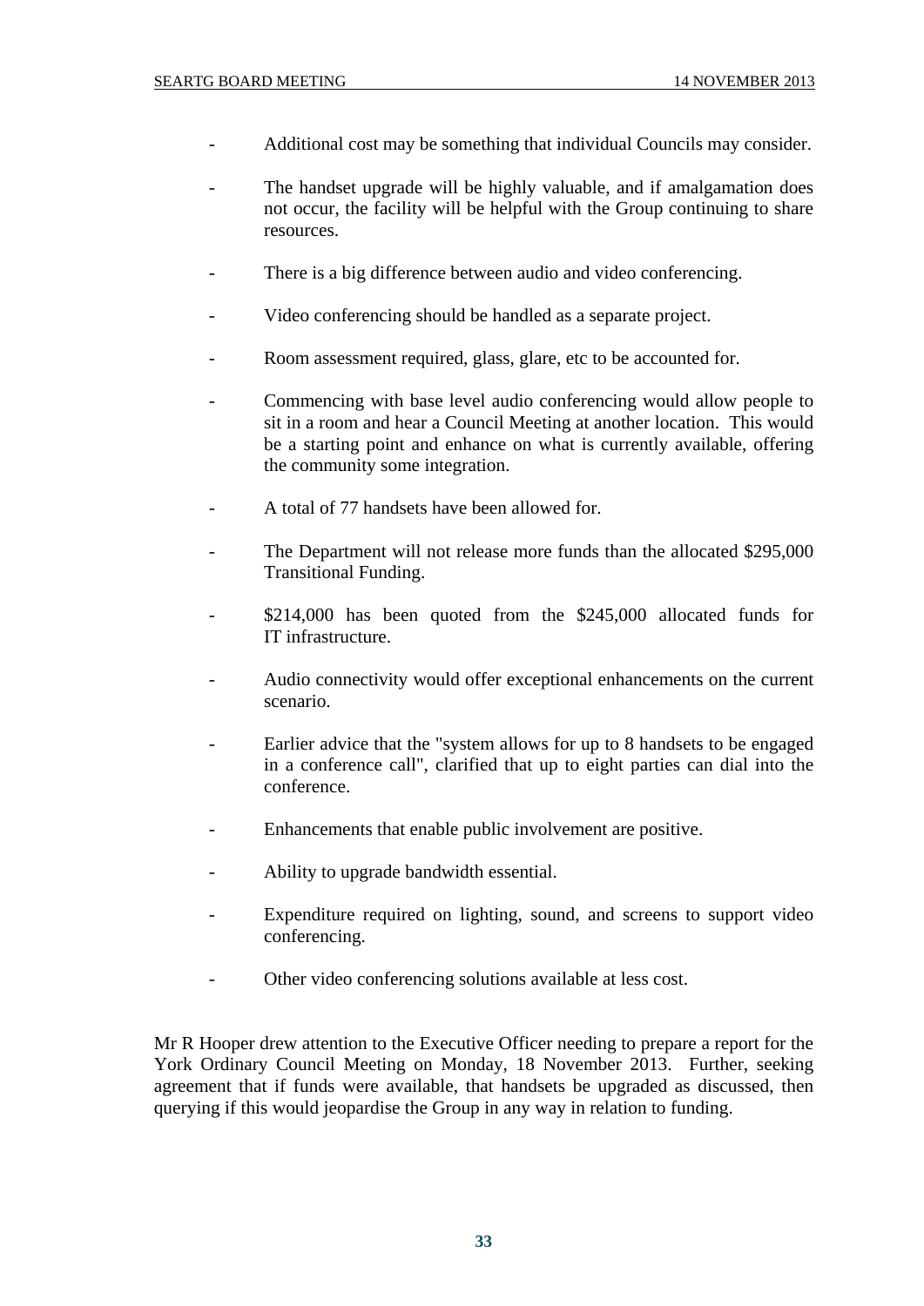- Additional cost may be something that individual Councils may consider.

- The handset upgrade will be highly valuable, and if amalgamation does not occur, the facility will be helpful with the Group continuing to share resources.

- There is a big difference between audio and video conferencing.

- Video conferencing should be handled as a separate project.

- Room assessment required, glass, glare, etc to be accounted for.

- Commencing with base level audio conferencing would allow people to sit in a room and hear a Council Meeting at another location. This would be a starting point and enhance on what is currently available, offering the community some integration.

- A total of 77 handsets have been allowed for.

- The Department will not release more funds than the allocated $295,000 Transitional Funding.

- $214,000 has been quoted from the $245,000 allocated funds for IT infrastructure.

- Audio connectivity would offer exceptional enhancements on the current scenario.

- Earlier advice that the "system allows for up to 8 handsets to be engaged in a conference call", clarified that up to eight parties can dial into the conference.

- Enhancements that enable public involvement are positive.

- Ability to upgrade bandwidth essential.

- Expenditure required on lighting, sound, and screens to support video conferencing.

- Other video conferencing solutions available at less cost.

Mr R Hooper drew attention to the Executive Officer needing to prepare a report for the York Ordinary Council Meeting on Monday, 18 November 2013. Further, seeking agreement that if funds were available, that handsets be upgraded as discussed, then querying if this would jeopardise the Group in any way in relation to funding.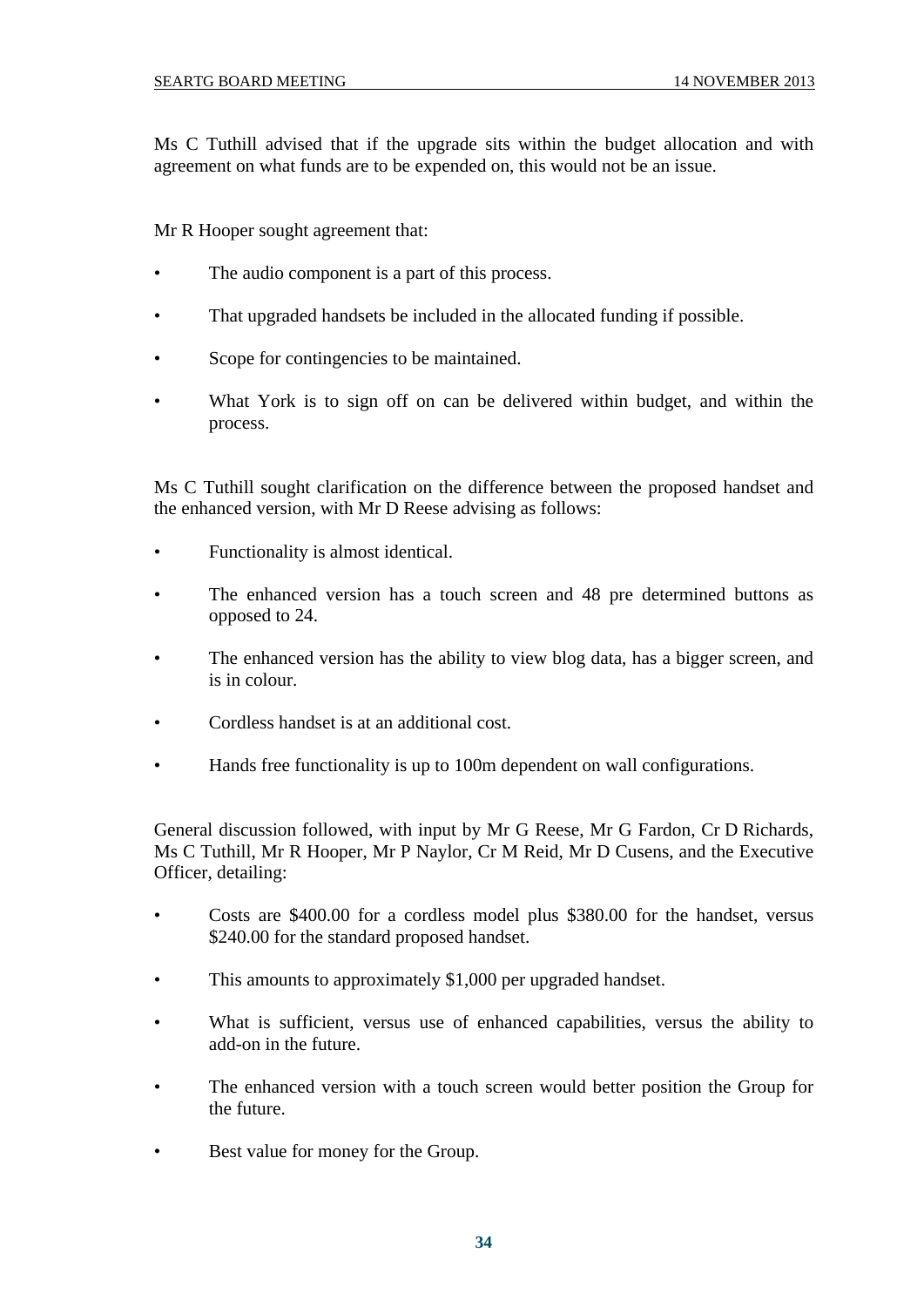Ms C Tuthill advised that if the upgrade sits within the budget allocation and with agreement on what funds are to be expended on, this would not be an issue.

Mr R Hooper sought agreement that:

- The audio component is a part of this process.
- That upgraded handsets be included in the allocated funding if possible.
- Scope for contingencies to be maintained.
- What York is to sign off on can be delivered within budget, and within the process.

Ms C Tuthill sought clarification on the difference between the proposed handset and the enhanced version, with Mr D Reese advising as follows:

- Functionality is almost identical.
- The enhanced version has a touch screen and 48 pre determined buttons as opposed to 24.
- The enhanced version has the ability to view blog data, has a bigger screen, and is in colour.
- Cordless handset is at an additional cost.
- Hands free functionality is up to 100m dependent on wall configurations.

General discussion followed, with input by Mr G Reese, Mr G Fardon, Cr D Richards, Ms C Tuthill, Mr R Hooper, Mr P Naylor, Cr M Reid, Mr D Cusens, and the Executive Officer, detailing:

- Costs are $400.00 for a cordless model plus $380.00 for the handset, versus $240.00 for the standard proposed handset.
- This amounts to approximately $1,000 per upgraded handset.
- What is sufficient, versus use of enhanced capabilities, versus the ability to add-on in the future.
- The enhanced version with a touch screen would better position the Group for the future.
- Best value for money for the Group.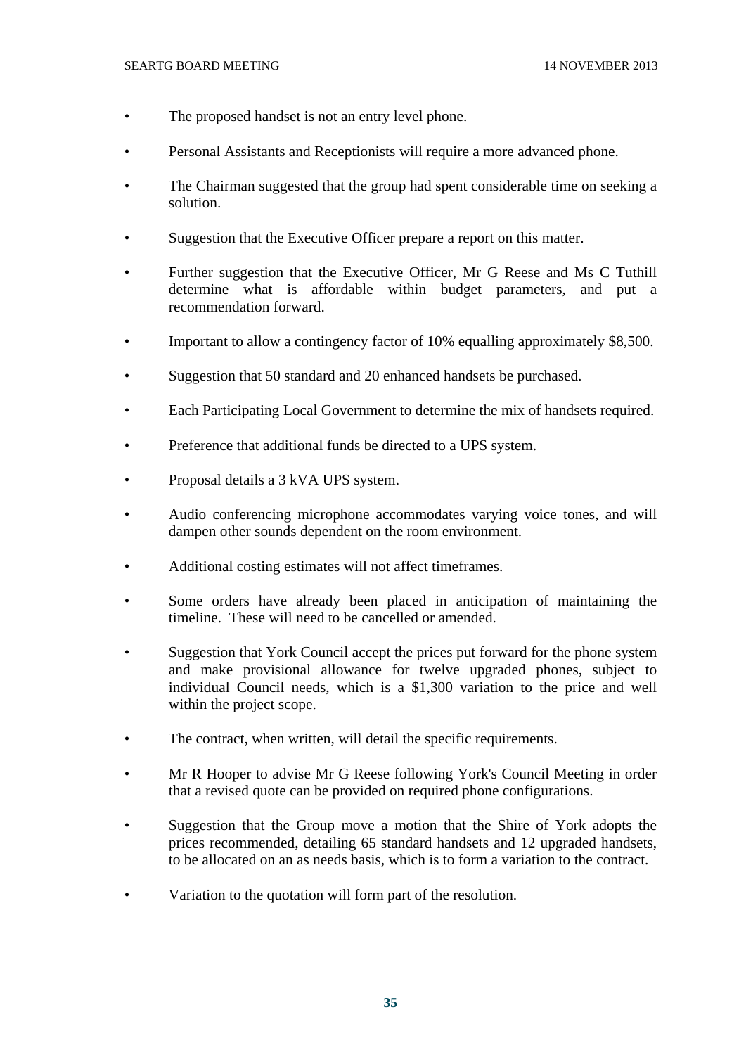- The proposed handset is not an entry level phone.
- Personal Assistants and Receptionists will require a more advanced phone.
- The Chairman suggested that the group had spent considerable time on seeking a solution.
- Suggestion that the Executive Officer prepare a report on this matter.
- Further suggestion that the Executive Officer, Mr G Reese and Ms C Tuthill determine what is affordable within budget parameters, and put a recommendation forward.
- Important to allow a contingency factor of 10% equalling approximately $8,500.
- Suggestion that 50 standard and 20 enhanced handsets be purchased.
- Each Participating Local Government to determine the mix of handsets required.
- Preference that additional funds be directed to a UPS system.
- Proposal details a 3 kVA UPS system.
- Audio conferencing microphone accommodates varying voice tones, and will dampen other sounds dependent on the room environment.
- Additional costing estimates will not affect timeframes.
- Some orders have already been placed in anticipation of maintaining the timeline. These will need to be cancelled or amended.
- Suggestion that York Council accept the prices put forward for the phone system and make provisional allowance for twelve upgraded phones, subject to individual Council needs, which is a $1,300 variation to the price and well within the project scope.
- The contract, when written, will detail the specific requirements.
- Mr R Hooper to advise Mr G Reese following York's Council Meeting in order that a revised quote can be provided on required phone configurations.
- Suggestion that the Group move a motion that the Shire of York adopts the prices recommended, detailing 65 standard handsets and 12 upgraded handsets, to be allocated on an as needs basis, which is to form a variation to the contract.
- Variation to the quotation will form part of the resolution.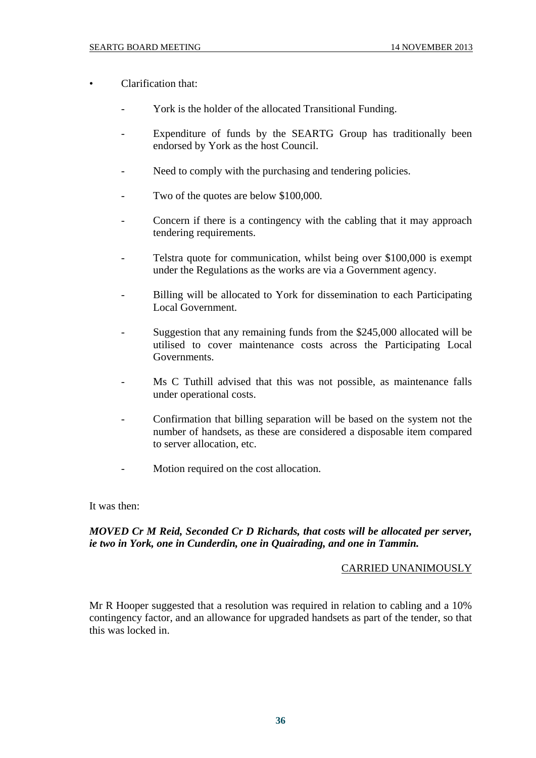- Clarification that:

    - York is the holder of the allocated Transitional Funding.

    - Expenditure of funds by the SEARTG Group has traditionally been endorsed by York as the host Council.

    - Need to comply with the purchasing and tendering policies.

    - Two of the quotes are below $100,000.

    - Concern if there is a contingency with the cabling that it may approach tendering requirements.

    - Telstra quote for communication, whilst being over $100,000 is exempt under the Regulations as the works are via a Government agency.

    - Billing will be allocated to York for dissemination to each Participating Local Government.

    - Suggestion that any remaining funds from the $245,000 allocated will be utilised to cover maintenance costs across the Participating Local Governments.

    - Ms C Tuthill advised that this was not possible, as maintenance falls under operational costs.

    - Confirmation that billing separation will be based on the system not the number of handsets, as these are considered a disposable item compared to server allocation, etc.

    - Motion required on the cost allocation.

It was then:

***MOVED Cr M Reid, Seconded Cr D Richards, that costs will be allocated per server, ie two in York, one in Cunderdin, one in Quairading, and one in Tammin.***

CARRIED UNANIMOUSLY

Mr R Hooper suggested that a resolution was required in relation to cabling and a 10% contingency factor, and an allowance for upgraded handsets as part of the tender, so that this was locked in.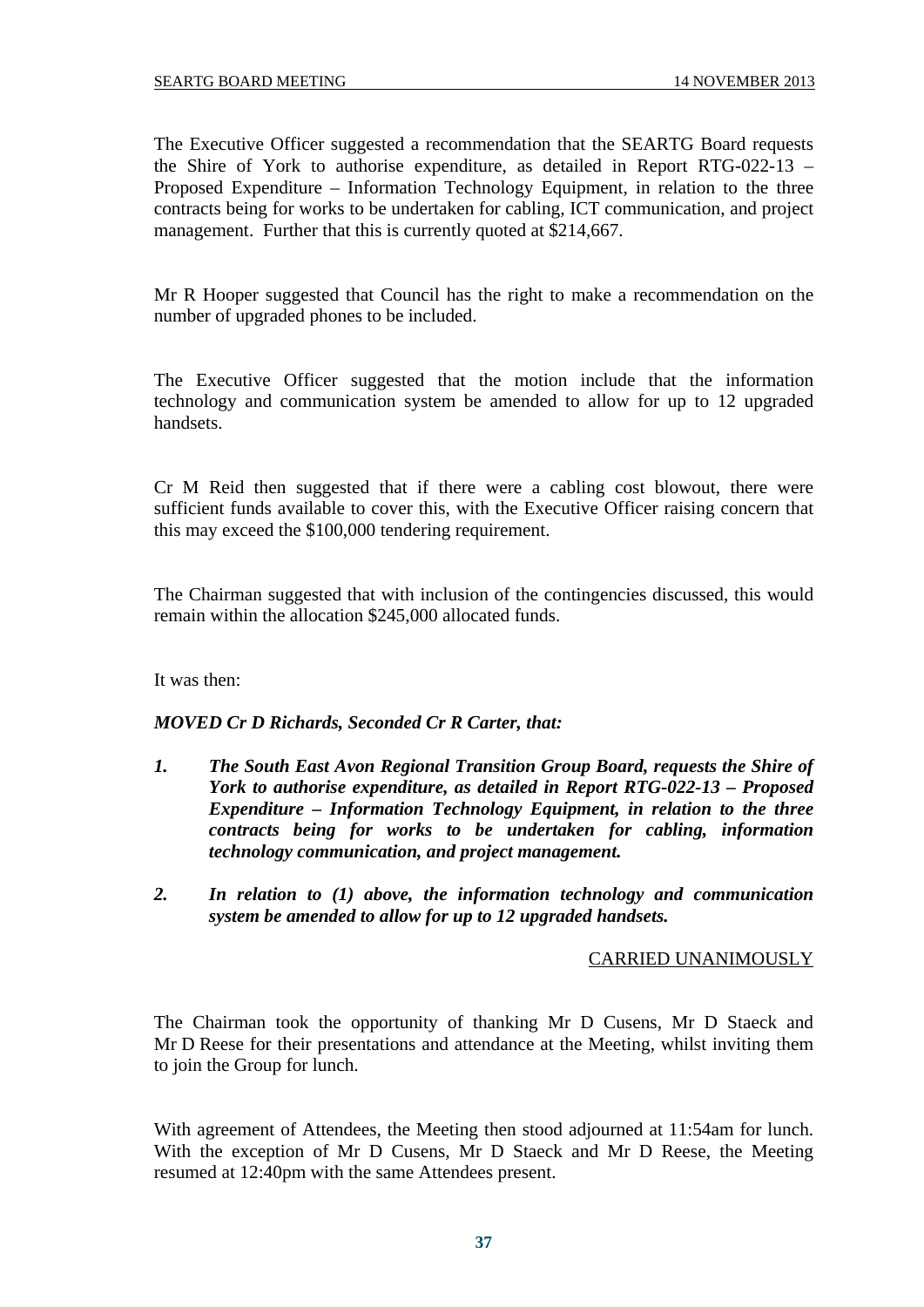The Executive Officer suggested a recommendation that the SEARTG Board requests the Shire of York to authorise expenditure, as detailed in Report RTG-022-13 – Proposed Expenditure – Information Technology Equipment, in relation to the three contracts being for works to be undertaken for cabling, ICT communication, and project management. Further that this is currently quoted at $214,667.

Mr R Hooper suggested that Council has the right to make a recommendation on the number of upgraded phones to be included.

The Executive Officer suggested that the motion include that the information technology and communication system be amended to allow for up to 12 upgraded handsets.

Cr M Reid then suggested that if there were a cabling cost blowout, there were sufficient funds available to cover this, with the Executive Officer raising concern that this may exceed the $100,000 tendering requirement.

The Chairman suggested that with inclusion of the contingencies discussed, this would remain within the allocation $245,000 allocated funds.

It was then:

***MOVED Cr D Richards, Seconded Cr R Carter, that:***

1. ***The South East Avon Regional Transition Group Board, requests the Shire of York to authorise expenditure, as detailed in Report RTG-022-13 – Proposed Expenditure – Information Technology Equipment, in relation to the three contracts being for works to be undertaken for cabling, information technology communication, and project management.***

2. ***In relation to (1) above, the information technology and communication system be amended to allow for up to 12 upgraded handsets.***

CARRIED UNANIMOUSLY

The Chairman took the opportunity of thanking Mr D Cusens, Mr D Staeck and Mr D Reese for their presentations and attendance at the Meeting, whilst inviting them to join the Group for lunch.

With agreement of Attendees, the Meeting then stood adjourned at 11:54am for lunch. With the exception of Mr D Cusens, Mr D Staeck and Mr D Reese, the Meeting resumed at 12:40pm with the same Attendees present.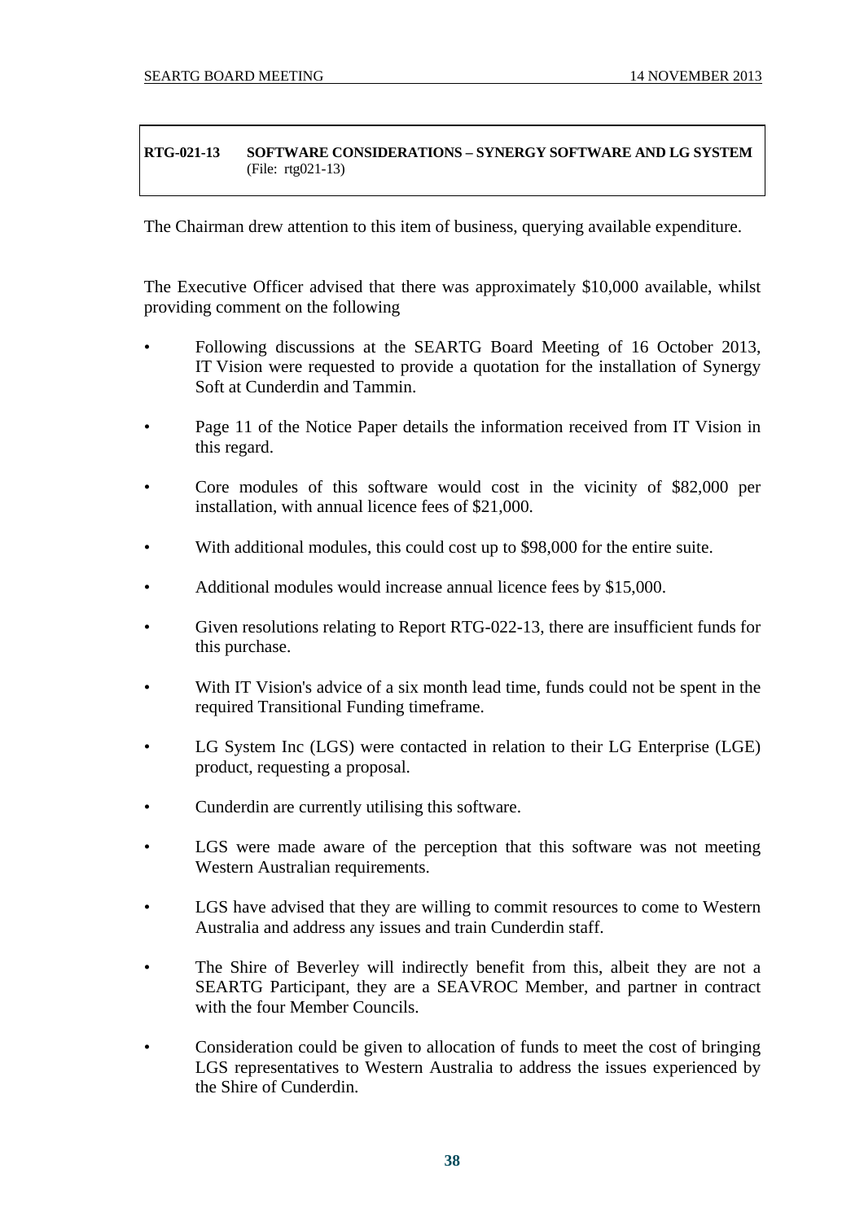**RTG-021-13 SOFTWARE CONSIDERATIONS – SYNERGY SOFTWARE AND LG SYSTEM**
(File: rtg021-13)

The Chairman drew attention to this item of business, querying available expenditure.

The Executive Officer advised that there was approximately $10,000 available, whilst providing comment on the following

- Following discussions at the SEARTG Board Meeting of 16 October 2013, IT Vision were requested to provide a quotation for the installation of Synergy Soft at Cunderdin and Tammin.
- Page 11 of the Notice Paper details the information received from IT Vision in this regard.
- Core modules of this software would cost in the vicinity of $82,000 per installation, with annual licence fees of $21,000.
- With additional modules, this could cost up to $98,000 for the entire suite.
- Additional modules would increase annual licence fees by $15,000.
- Given resolutions relating to Report RTG-022-13, there are insufficient funds for this purchase.
- With IT Vision's advice of a six month lead time, funds could not be spent in the required Transitional Funding timeframe.
- LG System Inc (LGS) were contacted in relation to their LG Enterprise (LGE) product, requesting a proposal.
- Cunderdin are currently utilising this software.
- LGS were made aware of the perception that this software was not meeting Western Australian requirements.
- LGS have advised that they are willing to commit resources to come to Western Australia and address any issues and train Cunderdin staff.
- The Shire of Beverley will indirectly benefit from this, albeit they are not a SEARTG Participant, they are a SEAVROC Member, and partner in contract with the four Member Councils.
- Consideration could be given to allocation of funds to meet the cost of bringing LGS representatives to Western Australia to address the issues experienced by the Shire of Cunderdin.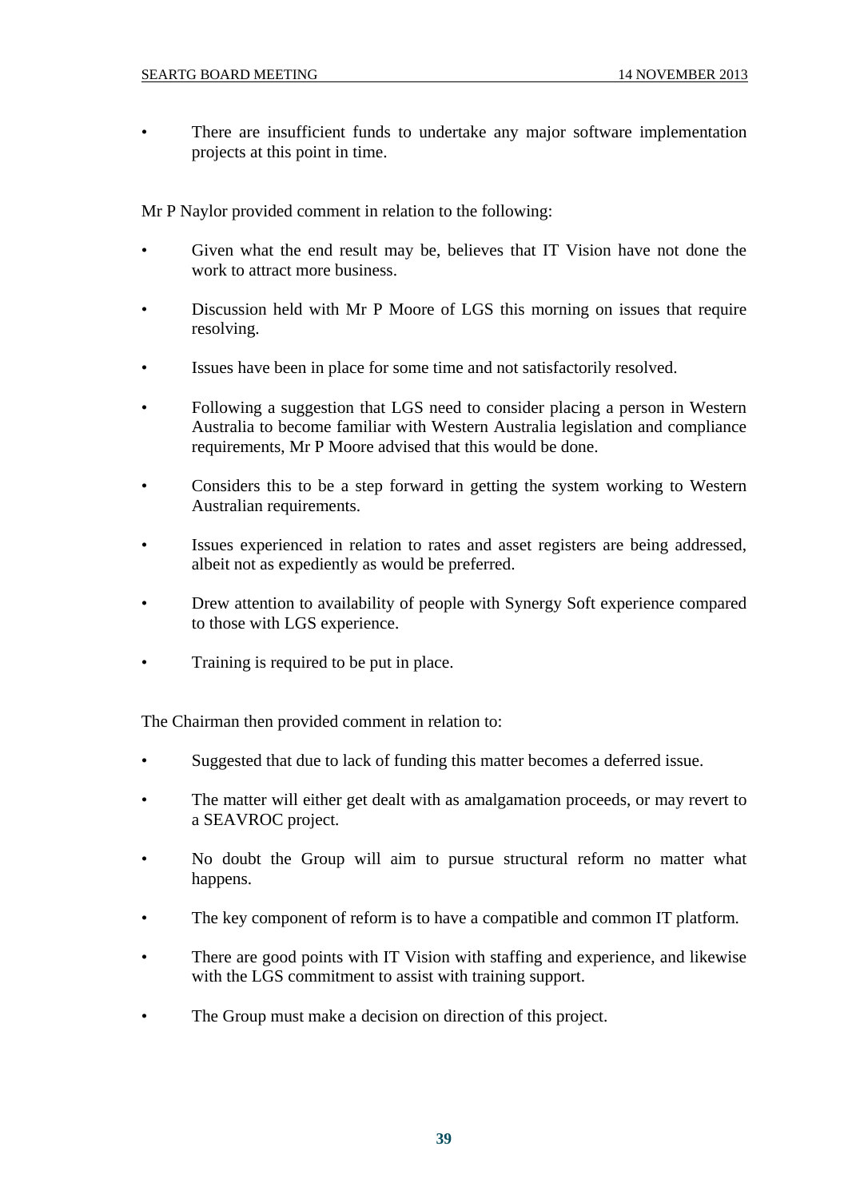- There are insufficient funds to undertake any major software implementation projects at this point in time.

Mr P Naylor provided comment in relation to the following:

- Given what the end result may be, believes that IT Vision have not done the work to attract more business.
- Discussion held with Mr P Moore of LGS this morning on issues that require resolving.
- Issues have been in place for some time and not satisfactorily resolved.
- Following a suggestion that LGS need to consider placing a person in Western Australia to become familiar with Western Australia legislation and compliance requirements, Mr P Moore advised that this would be done.
- Considers this to be a step forward in getting the system working to Western Australian requirements.
- Issues experienced in relation to rates and asset registers are being addressed, albeit not as expediently as would be preferred.
- Drew attention to availability of people with Synergy Soft experience compared to those with LGS experience.
- Training is required to be put in place.

The Chairman then provided comment in relation to:

- Suggested that due to lack of funding this matter becomes a deferred issue.
- The matter will either get dealt with as amalgamation proceeds, or may revert to a SEAVROC project.
- No doubt the Group will aim to pursue structural reform no matter what happens.
- The key component of reform is to have a compatible and common IT platform.
- There are good points with IT Vision with staffing and experience, and likewise with the LGS commitment to assist with training support.
- The Group must make a decision on direction of this project.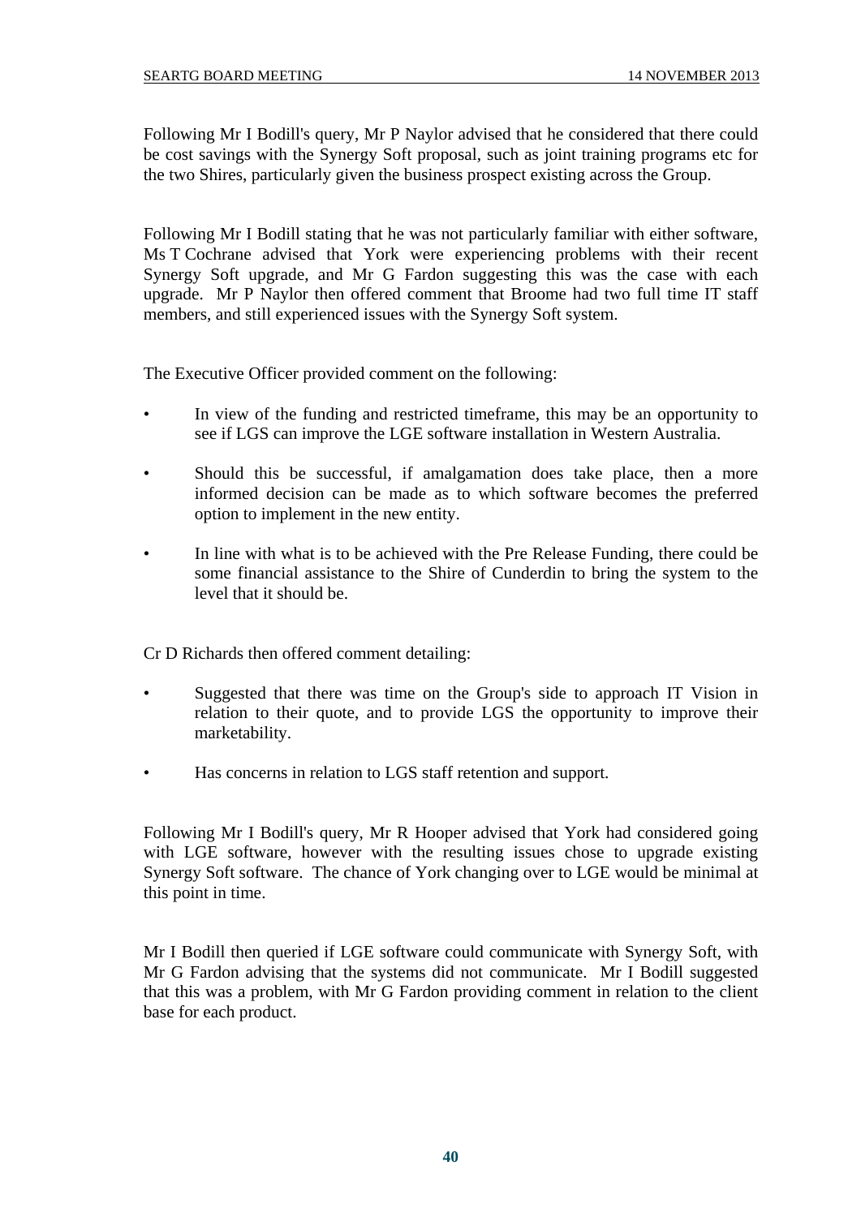Following Mr I Bodill's query, Mr P Naylor advised that he considered that there could be cost savings with the Synergy Soft proposal, such as joint training programs etc for the two Shires, particularly given the business prospect existing across the Group.

Following Mr I Bodill stating that he was not particularly familiar with either software, Ms T Cochrane advised that York were experiencing problems with their recent Synergy Soft upgrade, and Mr G Fardon suggesting this was the case with each upgrade. Mr P Naylor then offered comment that Broome had two full time IT staff members, and still experienced issues with the Synergy Soft system.

The Executive Officer provided comment on the following:

- In view of the funding and restricted timeframe, this may be an opportunity to see if LGS can improve the LGE software installation in Western Australia.
- Should this be successful, if amalgamation does take place, then a more informed decision can be made as to which software becomes the preferred option to implement in the new entity.
- In line with what is to be achieved with the Pre Release Funding, there could be some financial assistance to the Shire of Cunderdin to bring the system to the level that it should be.

Cr D Richards then offered comment detailing:

- Suggested that there was time on the Group's side to approach IT Vision in relation to their quote, and to provide LGS the opportunity to improve their marketability.
- Has concerns in relation to LGS staff retention and support.

Following Mr I Bodill's query, Mr R Hooper advised that York had considered going with LGE software, however with the resulting issues chose to upgrade existing Synergy Soft software. The chance of York changing over to LGE would be minimal at this point in time.

Mr I Bodill then queried if LGE software could communicate with Synergy Soft, with Mr G Fardon advising that the systems did not communicate. Mr I Bodill suggested that this was a problem, with Mr G Fardon providing comment in relation to the client base for each product.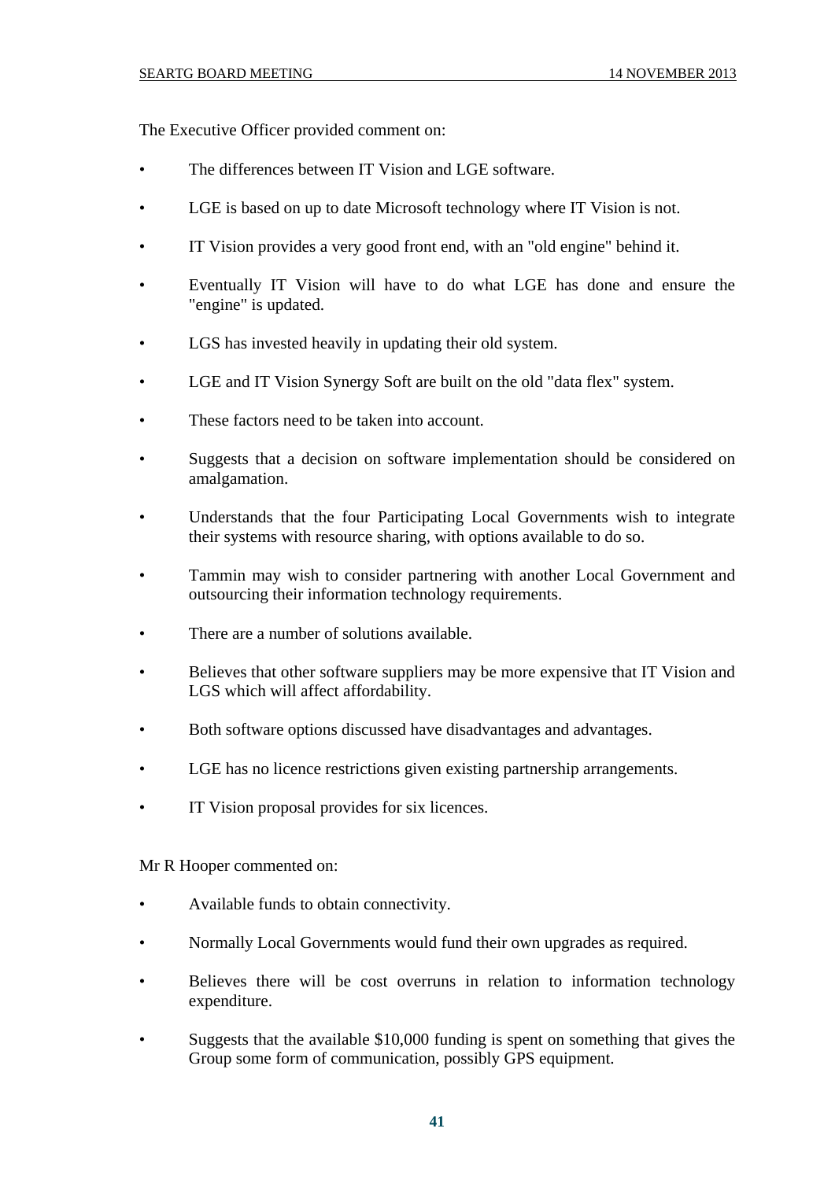The Executive Officer provided comment on:

- The differences between IT Vision and LGE software.
- LGE is based on up to date Microsoft technology where IT Vision is not.
- IT Vision provides a very good front end, with an "old engine" behind it.
- Eventually IT Vision will have to do what LGE has done and ensure the "engine" is updated.
- LGS has invested heavily in updating their old system.
- LGE and IT Vision Synergy Soft are built on the old "data flex" system.
- These factors need to be taken into account.
- Suggests that a decision on software implementation should be considered on amalgamation.
- Understands that the four Participating Local Governments wish to integrate their systems with resource sharing, with options available to do so.
- Tammin may wish to consider partnering with another Local Government and outsourcing their information technology requirements.
- There are a number of solutions available.
- Believes that other software suppliers may be more expensive that IT Vision and LGS which will affect affordability.
- Both software options discussed have disadvantages and advantages.
- LGE has no licence restrictions given existing partnership arrangements.
- IT Vision proposal provides for six licences.

Mr R Hooper commented on:

- Available funds to obtain connectivity.
- Normally Local Governments would fund their own upgrades as required.
- Believes there will be cost overruns in relation to information technology expenditure.
- Suggests that the available $10,000 funding is spent on something that gives the Group some form of communication, possibly GPS equipment.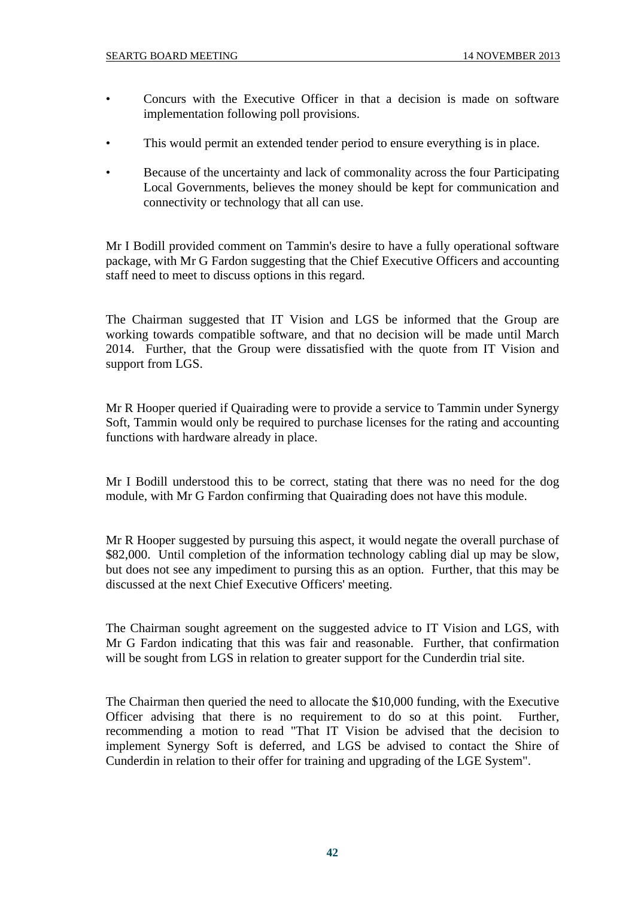- Concurs with the Executive Officer in that a decision is made on software implementation following poll provisions.

- This would permit an extended tender period to ensure everything is in place.

- Because of the uncertainty and lack of commonality across the four Participating Local Governments, believes the money should be kept for communication and connectivity or technology that all can use.

Mr I Bodill provided comment on Tammin's desire to have a fully operational software package, with Mr G Fardon suggesting that the Chief Executive Officers and accounting staff need to meet to discuss options in this regard.

The Chairman suggested that IT Vision and LGS be informed that the Group are working towards compatible software, and that no decision will be made until March 2014. Further, that the Group were dissatisfied with the quote from IT Vision and support from LGS.

Mr R Hooper queried if Quairading were to provide a service to Tammin under Synergy Soft, Tammin would only be required to purchase licenses for the rating and accounting functions with hardware already in place.

Mr I Bodill understood this to be correct, stating that there was no need for the dog module, with Mr G Fardon confirming that Quairading does not have this module.

Mr R Hooper suggested by pursuing this aspect, it would negate the overall purchase of $82,000. Until completion of the information technology cabling dial up may be slow, but does not see any impediment to pursing this as an option. Further, that this may be discussed at the next Chief Executive Officers' meeting.

The Chairman sought agreement on the suggested advice to IT Vision and LGS, with Mr G Fardon indicating that this was fair and reasonable. Further, that confirmation will be sought from LGS in relation to greater support for the Cunderdin trial site.

The Chairman then queried the need to allocate the $10,000 funding, with the Executive Officer advising that there is no requirement to do so at this point. Further, recommending a motion to read "That IT Vision be advised that the decision to implement Synergy Soft is deferred, and LGS be advised to contact the Shire of Cunderdin in relation to their offer for training and upgrading of the LGE System".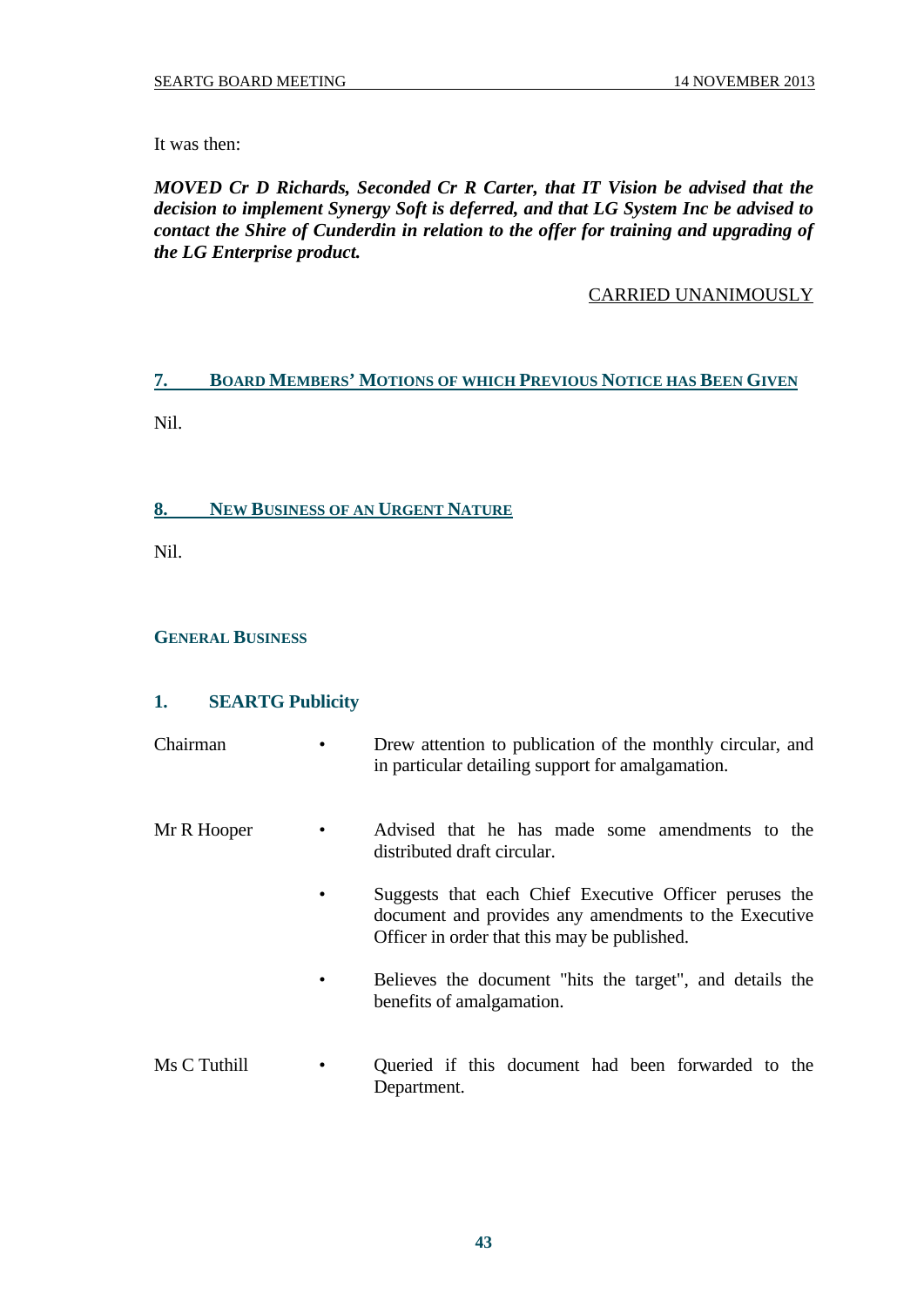It was then:

***MOVED Cr D Richards, Seconded Cr R Carter, that IT Vision be advised that the decision to implement Synergy Soft is deferred, and that LG System Inc be advised to contact the Shire of Cunderdin in relation to the offer for training and upgrading of the LG Enterprise product.***

CARRIED UNANIMOUSLY

## 7. BOARD MEMBERS' MOTIONS OF WHICH PREVIOUS NOTICE HAS BEEN GIVEN

Nil.

## 8. NEW BUSINESS OF AN URGENT NATURE

Nil.

## GENERAL BUSINESS

### 1. SEARTG Publicity

Chairman
- Drew attention to publication of the monthly circular, and in particular detailing support for amalgamation.

Mr R Hooper
- Advised that he has made some amendments to the distributed draft circular.
- Suggests that each Chief Executive Officer peruses the document and provides any amendments to the Executive Officer in order that this may be published.
- Believes the document "hits the target", and details the benefits of amalgamation.

Ms C Tuthill
- Queried if this document had been forwarded to the Department.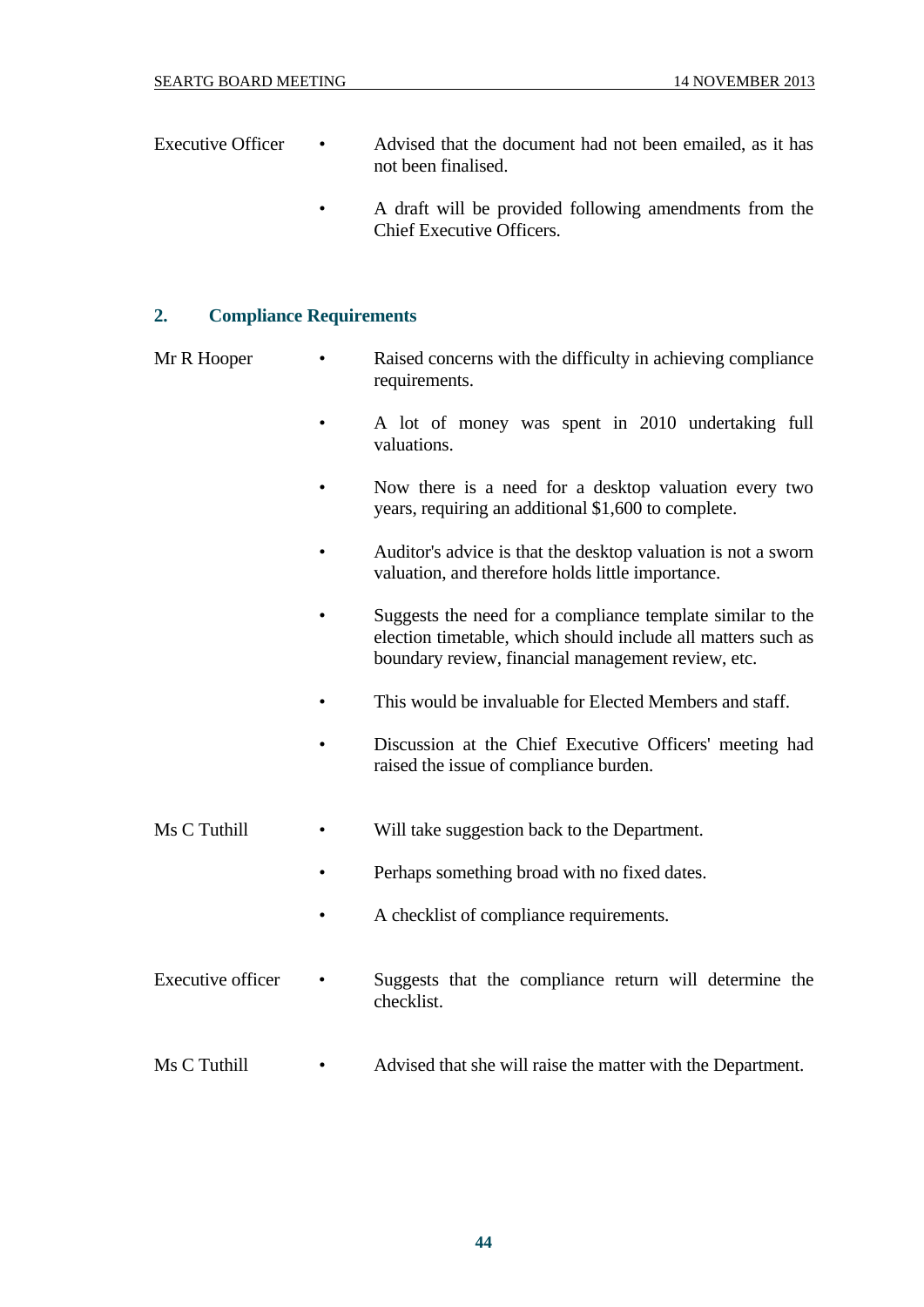Executive Officer

- Advised that the document had not been emailed, as it has not been finalised.
- A draft will be provided following amendments from the Chief Executive Officers.

## 2. Compliance Requirements

Mr R Hooper

- Raised concerns with the difficulty in achieving compliance requirements.
- A lot of money was spent in 2010 undertaking full valuations.
- Now there is a need for a desktop valuation every two years, requiring an additional $1,600 to complete.
- Auditor's advice is that the desktop valuation is not a sworn valuation, and therefore holds little importance.
- Suggests the need for a compliance template similar to the election timetable, which should include all matters such as boundary review, financial management review, etc.
- This would be invaluable for Elected Members and staff.
- Discussion at the Chief Executive Officers' meeting had raised the issue of compliance burden.

Ms C Tuthill

- Will take suggestion back to the Department.
- Perhaps something broad with no fixed dates.
- A checklist of compliance requirements.

Executive officer

- Suggests that the compliance return will determine the checklist.

Ms C Tuthill

- Advised that she will raise the matter with the Department.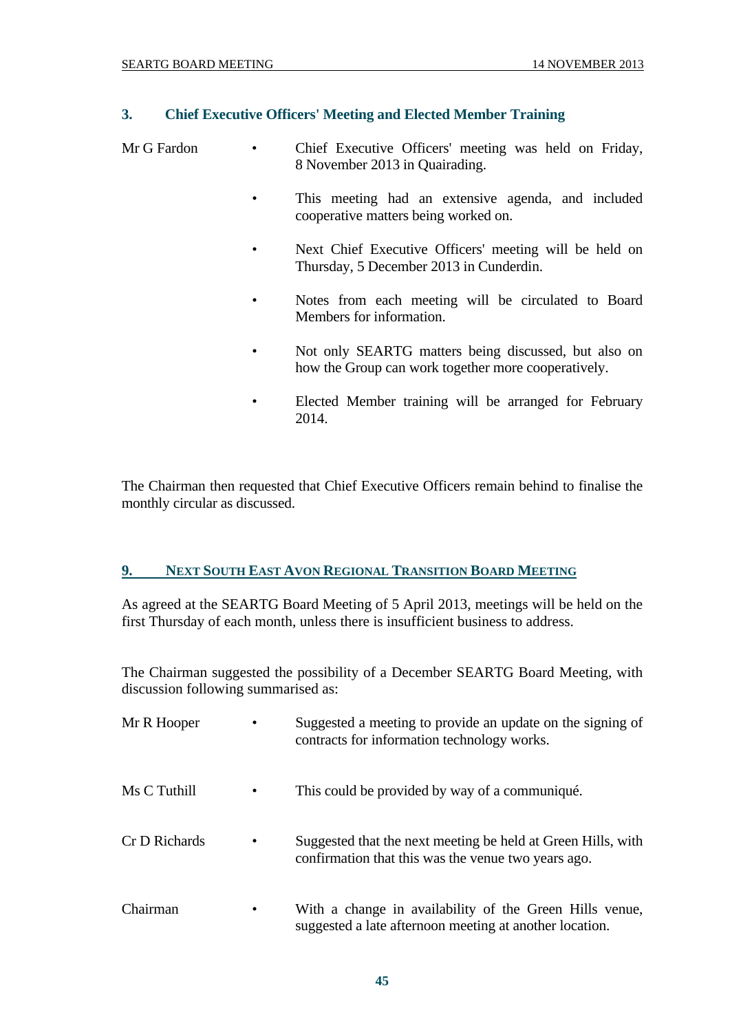### 3. Chief Executive Officers' Meeting and Elected Member Training

| | | |
|---|---|---|
| Mr G Fardon | • | Chief Executive Officers' meeting was held on Friday, 8 November 2013 in Quairading. |
| | • | This meeting had an extensive agenda, and included cooperative matters being worked on. |
| | • | Next Chief Executive Officers' meeting will be held on Thursday, 5 December 2013 in Cunderdin. |
| | • | Notes from each meeting will be circulated to Board Members for information. |
| | • | Not only SEARTG matters being discussed, but also on how the Group can work together more cooperatively. |
| | • | Elected Member training will be arranged for February 2014. |

The Chairman then requested that Chief Executive Officers remain behind to finalise the monthly circular as discussed.

## 9. NEXT SOUTH EAST AVON REGIONAL TRANSITION BOARD MEETING

As agreed at the SEARTG Board Meeting of 5 April 2013, meetings will be held on the first Thursday of each month, unless there is insufficient business to address.

The Chairman suggested the possibility of a December SEARTG Board Meeting, with discussion following summarised as:

| | | |
|---|---|---|
| Mr R Hooper | • | Suggested a meeting to provide an update on the signing of contracts for information technology works. |
| Ms C Tuthill | • | This could be provided by way of a communiqué. |
| Cr D Richards | • | Suggested that the next meeting be held at Green Hills, with confirmation that this was the venue two years ago. |
| Chairman | • | With a change in availability of the Green Hills venue, suggested a late afternoon meeting at another location. |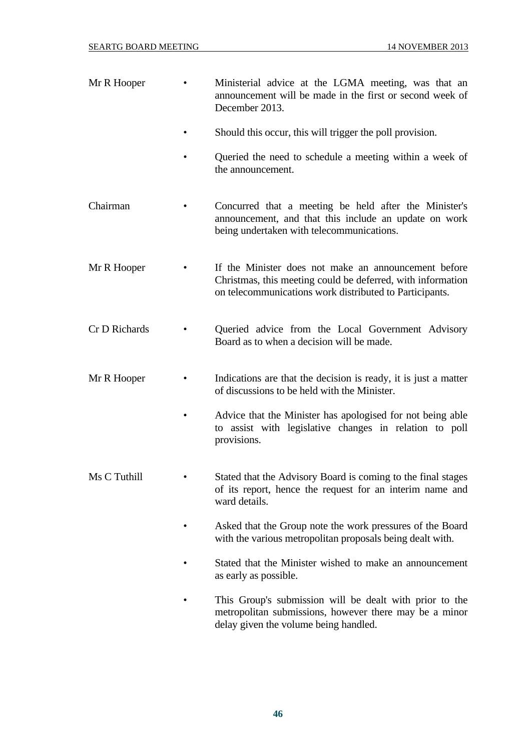| | | |
|---|---|---|
| Mr R Hooper | • | Ministerial advice at the LGMA meeting, was that an announcement will be made in the first or second week of December 2013. |
| | • | Should this occur, this will trigger the poll provision. |
| | • | Queried the need to schedule a meeting within a week of the announcement. |
| Chairman | • | Concurred that a meeting be held after the Minister's announcement, and that this include an update on work being undertaken with telecommunications. |
| Mr R Hooper | • | If the Minister does not make an announcement before Christmas, this meeting could be deferred, with information on telecommunications work distributed to Participants. |
| Cr D Richards | • | Queried advice from the Local Government Advisory Board as to when a decision will be made. |
| Mr R Hooper | • | Indications are that the decision is ready, it is just a matter of discussions to be held with the Minister. |
| | • | Advice that the Minister has apologised for not being able to assist with legislative changes in relation to poll provisions. |
| Ms C Tuthill | • | Stated that the Advisory Board is coming to the final stages of its report, hence the request for an interim name and ward details. |
| | • | Asked that the Group note the work pressures of the Board with the various metropolitan proposals being dealt with. |
| | • | Stated that the Minister wished to make an announcement as early as possible. |
| | • | This Group's submission will be dealt with prior to the metropolitan submissions, however there may be a minor delay given the volume being handled. |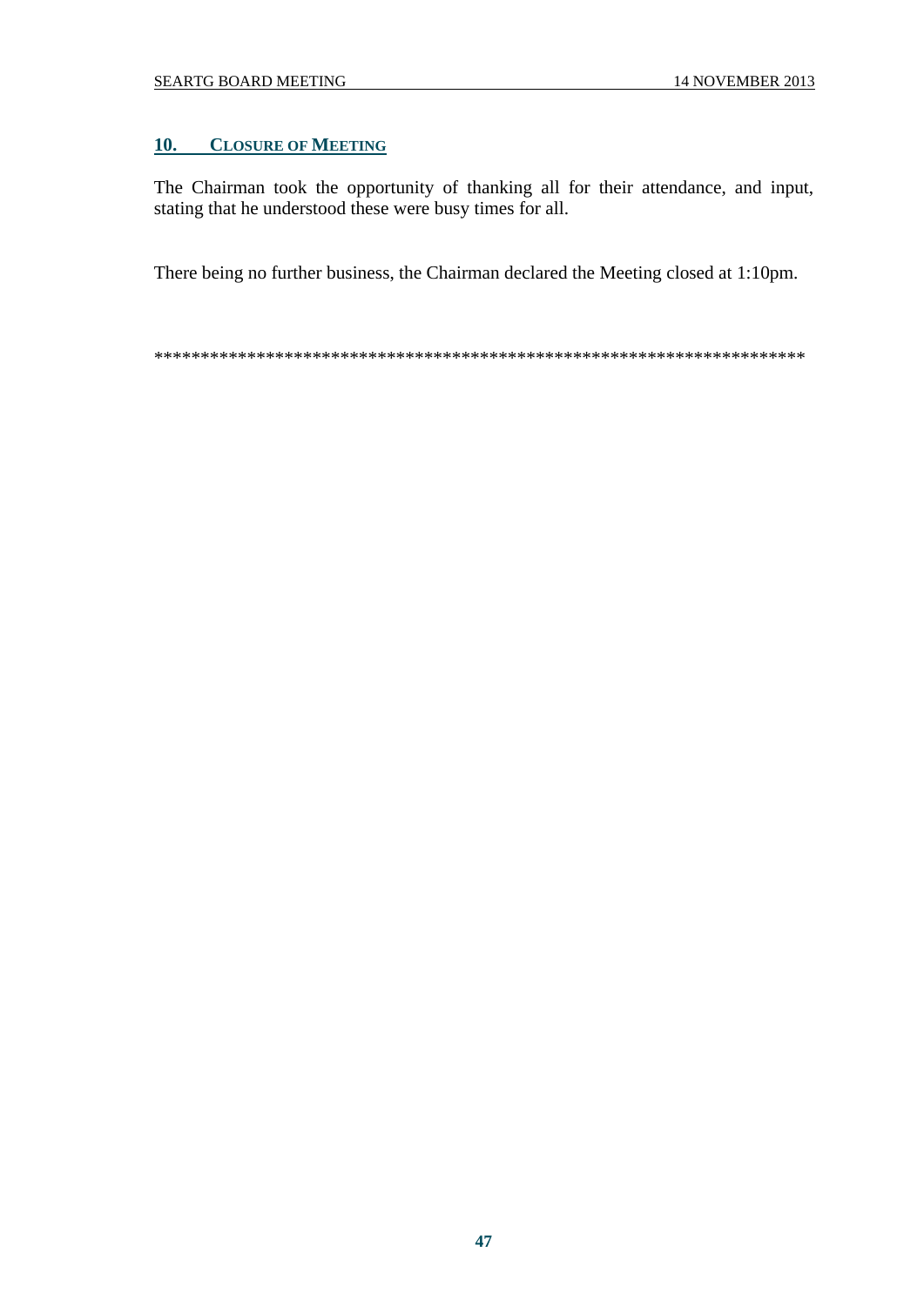## 10. CLOSURE OF MEETING

The Chairman took the opportunity of thanking all for their attendance, and input, stating that he understood these were busy times for all.

There being no further business, the Chairman declared the Meeting closed at 1:10pm.

************************************************************************